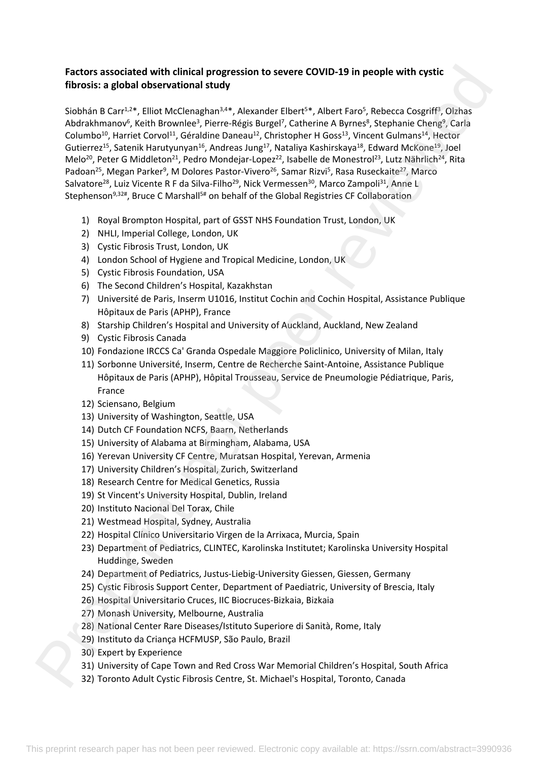**Factors associated with clinical progression to severe COVID-19 in people with cystic fibrosis: a global observational study**

Siobhán B Carr[1,2]*, Elliot McClenaghan[3,4]*, Alexander Elbert[5]*, Albert Faro[5], Rebecca Cosgriff[3], Olzhas Abdrakhmanov[6], Keith Brownlee[3], Pierre-Régis Burgel[7], Catherine A Byrnes[8], Stephanie Cheng[9], Carla Columbo[10], Harriet Corvol[11], Géraldine Daneau[12], Christopher H Goss[13], Vincent Gulmans[14], Hector Gutierrez[15], Satenik Harutyunyan[16], Andreas Jung[17], Nataliya Kashirskaya[18], Edward McKone[19], Joel Melo[20], Peter G Middleton[21], Pedro Mondejar-Lopez[22], Isabelle de Monestrol[23], Lutz Nährlich[24], Rita Padoan[25], Megan Parker[9], M Dolores Pastor-Vivero[26], Samar Rizvi[5], Rasa Ruseckaite[27], Marco Salvatore[28], Luiz Vicente R F da Silva-Filho[29], Nick Vermessen[30], Marco Zampoli[31], Anne L Stephenson[9,32#], Bruce C Marshall[5#] on behalf of the Global Registries CF Collaboration

1) Royal Brompton Hospital, part of GSST NHS Foundation Trust, London, UK
2) NHLI, Imperial College, London, UK
3) Cystic Fibrosis Trust, London, UK
4) London School of Hygiene and Tropical Medicine, London, UK
5) Cystic Fibrosis Foundation, USA
6) The Second Children's Hospital, Kazakhstan
7) Université de Paris, Inserm U1016, Institut Cochin and Cochin Hospital, Assistance Publique Hôpitaux de Paris (APHP), France
8) Starship Children's Hospital and University of Auckland, Auckland, New Zealand
9) Cystic Fibrosis Canada
10) Fondazione IRCCS Ca' Granda Ospedale Maggiore Policlinico, University of Milan, Italy
11) Sorbonne Université, Inserm, Centre de Recherche Saint-Antoine, Assistance Publique Hôpitaux de Paris (APHP), Hôpital Trousseau, Service de Pneumologie Pédiatrique, Paris, France
12) Sciensano, Belgium
13) University of Washington, Seattle, USA
14) Dutch CF Foundation NCFS, Baarn, Netherlands
15) University of Alabama at Birmingham, Alabama, USA
16) Yerevan University CF Centre, Muratsan Hospital, Yerevan, Armenia
17) University Children's Hospital, Zurich, Switzerland
18) Research Centre for Medical Genetics, Russia
19) St Vincent's University Hospital, Dublin, Ireland
20) Instituto Nacional Del Torax, Chile
21) Westmead Hospital, Sydney, Australia
22) Hospital Clínico Universitario Virgen de la Arrixaca, Murcia, Spain
23) Department of Pediatrics, CLINTEC, Karolinska Institutet; Karolinska University Hospital Huddinge, Sweden
24) Department of Pediatrics, Justus-Liebig-University Giessen, Giessen, Germany
25) Cystic Fibrosis Support Center, Department of Paediatric, University of Brescia, Italy
26) Hospital Universitario Cruces, IIC Biocruces-Bizkaia, Bizkaia
27) Monash University, Melbourne, Australia
28) National Center Rare Diseases/Istituto Superiore di Sanità, Rome, Italy
29) Instituto da Criança HCFMUSP, São Paulo, Brazil
30) Expert by Experience
31) University of Cape Town and Red Cross War Memorial Children's Hospital, South Africa
32) Toronto Adult Cystic Fibrosis Centre, St. Michael's Hospital, Toronto, Canada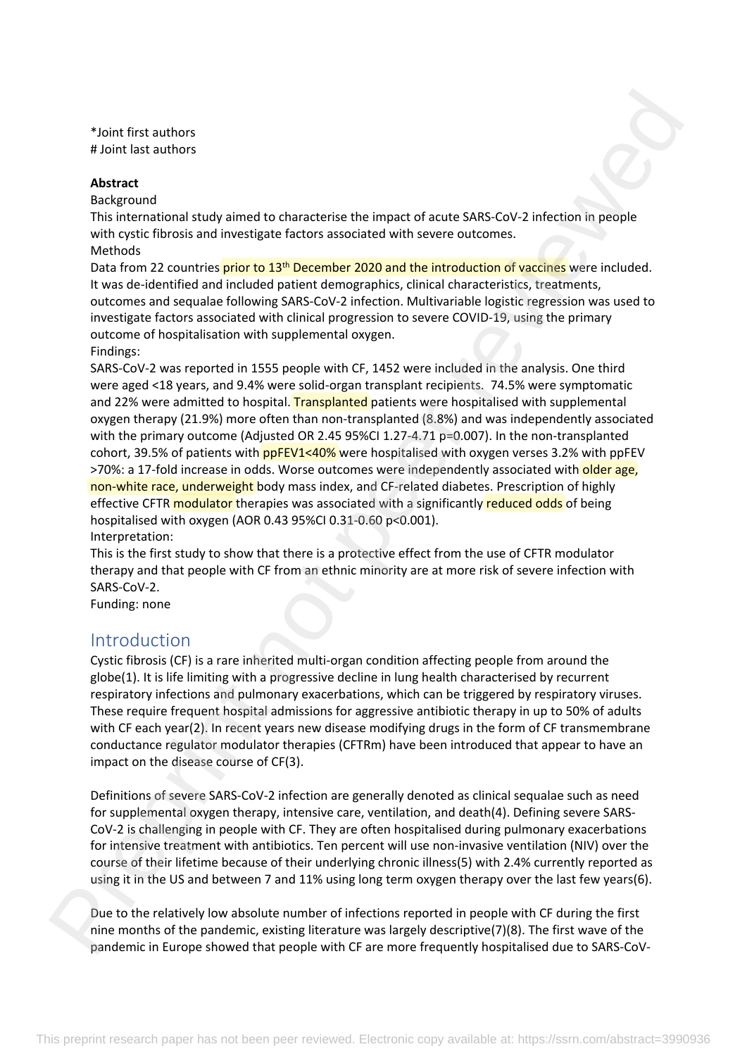*Joint first authors
# Joint last authors

**Abstract**

Background

This international study aimed to characterise the impact of acute SARS-CoV-2 infection in people with cystic fibrosis and investigate factors associated with severe outcomes.

Methods

Data from 22 countries prior to 13th December 2020 and the introduction of vaccines were included. It was de-identified and included patient demographics, clinical characteristics, treatments, outcomes and sequalae following SARS-CoV-2 infection. Multivariable logistic regression was used to investigate factors associated with clinical progression to severe COVID-19, using the primary outcome of hospitalisation with supplemental oxygen.

Findings:

SARS-CoV-2 was reported in 1555 people with CF, 1452 were included in the analysis. One third were aged <18 years, and 9.4% were solid-organ transplant recipients. 74.5% were symptomatic and 22% were admitted to hospital. Transplanted patients were hospitalised with supplemental oxygen therapy (21.9%) more often than non-transplanted (8.8%) and was independently associated with the primary outcome (Adjusted OR 2.45 95%CI 1.27-4.71 p=0.007). In the non-transplanted cohort, 39.5% of patients with ppFEV1<40% were hospitalised with oxygen verses 3.2% with ppFEV >70%: a 17-fold increase in odds. Worse outcomes were independently associated with older age, non-white race, underweight body mass index, and CF-related diabetes. Prescription of highly effective CFTR modulator therapies was associated with a significantly reduced odds of being hospitalised with oxygen (AOR 0.43 95%CI 0.31-0.60 p<0.001).

Interpretation:

This is the first study to show that there is a protective effect from the use of CFTR modulator therapy and that people with CF from an ethnic minority are at more risk of severe infection with SARS-CoV-2.

Funding: none

## Introduction

Cystic fibrosis (CF) is a rare inherited multi-organ condition affecting people from around the globe(1). It is life limiting with a progressive decline in lung health characterised by recurrent respiratory infections and pulmonary exacerbations, which can be triggered by respiratory viruses. These require frequent hospital admissions for aggressive antibiotic therapy in up to 50% of adults with CF each year(2). In recent years new disease modifying drugs in the form of CF transmembrane conductance regulator modulator therapies (CFTRm) have been introduced that appear to have an impact on the disease course of CF(3).

Definitions of severe SARS-CoV-2 infection are generally denoted as clinical sequalae such as need for supplemental oxygen therapy, intensive care, ventilation, and death(4). Defining severe SARS-CoV-2 is challenging in people with CF. They are often hospitalised during pulmonary exacerbations for intensive treatment with antibiotics. Ten percent will use non-invasive ventilation (NIV) over the course of their lifetime because of their underlying chronic illness(5) with 2.4% currently reported as using it in the US and between 7 and 11% using long term oxygen therapy over the last few years(6).

Due to the relatively low absolute number of infections reported in people with CF during the first nine months of the pandemic, existing literature was largely descriptive(7)(8). The first wave of the pandemic in Europe showed that people with CF are more frequently hospitalised due to SARS-CoV-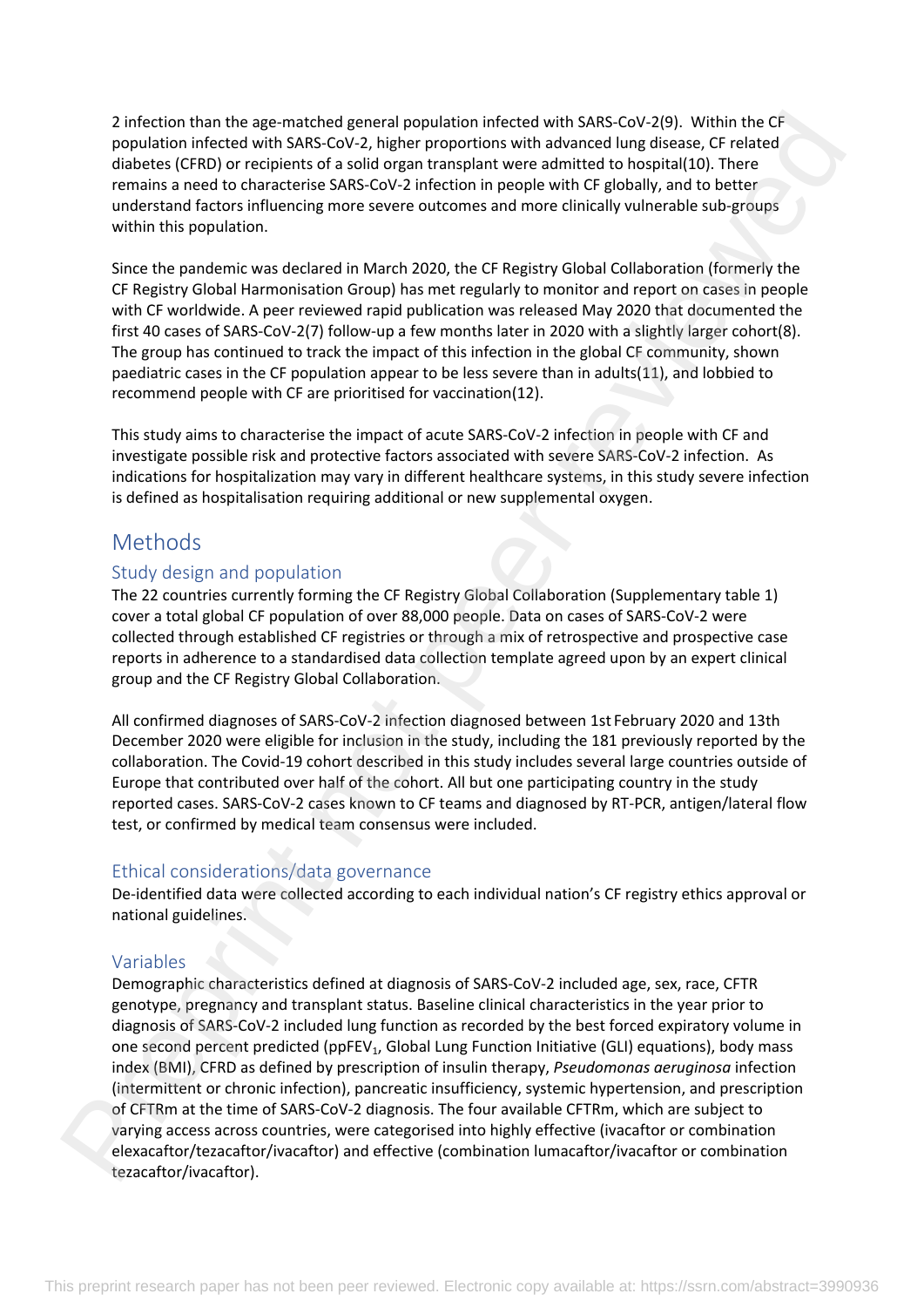2 infection than the age-matched general population infected with SARS-CoV-2(9). Within the CF population infected with SARS-CoV-2, higher proportions with advanced lung disease, CF related diabetes (CFRD) or recipients of a solid organ transplant were admitted to hospital(10). There remains a need to characterise SARS-CoV-2 infection in people with CF globally, and to better understand factors influencing more severe outcomes and more clinically vulnerable sub-groups within this population.

Since the pandemic was declared in March 2020, the CF Registry Global Collaboration (formerly the CF Registry Global Harmonisation Group) has met regularly to monitor and report on cases in people with CF worldwide. A peer reviewed rapid publication was released May 2020 that documented the first 40 cases of SARS-CoV-2(7) follow-up a few months later in 2020 with a slightly larger cohort(8). The group has continued to track the impact of this infection in the global CF community, shown paediatric cases in the CF population appear to be less severe than in adults(11), and lobbied to recommend people with CF are prioritised for vaccination(12).

This study aims to characterise the impact of acute SARS-CoV-2 infection in people with CF and investigate possible risk and protective factors associated with severe SARS-CoV-2 infection. As indications for hospitalization may vary in different healthcare systems, in this study severe infection is defined as hospitalisation requiring additional or new supplemental oxygen.

# Methods

## Study design and population

The 22 countries currently forming the CF Registry Global Collaboration (Supplementary table 1) cover a total global CF population of over 88,000 people. Data on cases of SARS-CoV-2 were collected through established CF registries or through a mix of retrospective and prospective case reports in adherence to a standardised data collection template agreed upon by an expert clinical group and the CF Registry Global Collaboration.

All confirmed diagnoses of SARS-CoV-2 infection diagnosed between 1st February 2020 and 13th December 2020 were eligible for inclusion in the study, including the 181 previously reported by the collaboration. The Covid-19 cohort described in this study includes several large countries outside of Europe that contributed over half of the cohort. All but one participating country in the study reported cases. SARS-CoV-2 cases known to CF teams and diagnosed by RT-PCR, antigen/lateral flow test, or confirmed by medical team consensus were included.

## Ethical considerations/data governance

De-identified data were collected according to each individual nation's CF registry ethics approval or national guidelines.

## Variables

Demographic characteristics defined at diagnosis of SARS-CoV-2 included age, sex, race, CFTR genotype, pregnancy and transplant status. Baseline clinical characteristics in the year prior to diagnosis of SARS-CoV-2 included lung function as recorded by the best forced expiratory volume in one second percent predicted (ppFEV$_1$, Global Lung Function Initiative (GLI) equations), body mass index (BMI), CFRD as defined by prescription of insulin therapy, *Pseudomonas aeruginosa* infection (intermittent or chronic infection), pancreatic insufficiency, systemic hypertension, and prescription of CFTRm at the time of SARS-CoV-2 diagnosis. The four available CFTRm, which are subject to varying access across countries, were categorised into highly effective (ivacaftor or combination elexacaftor/tezacaftor/ivacaftor) and effective (combination lumacaftor/ivacaftor or combination tezacaftor/ivacaftor).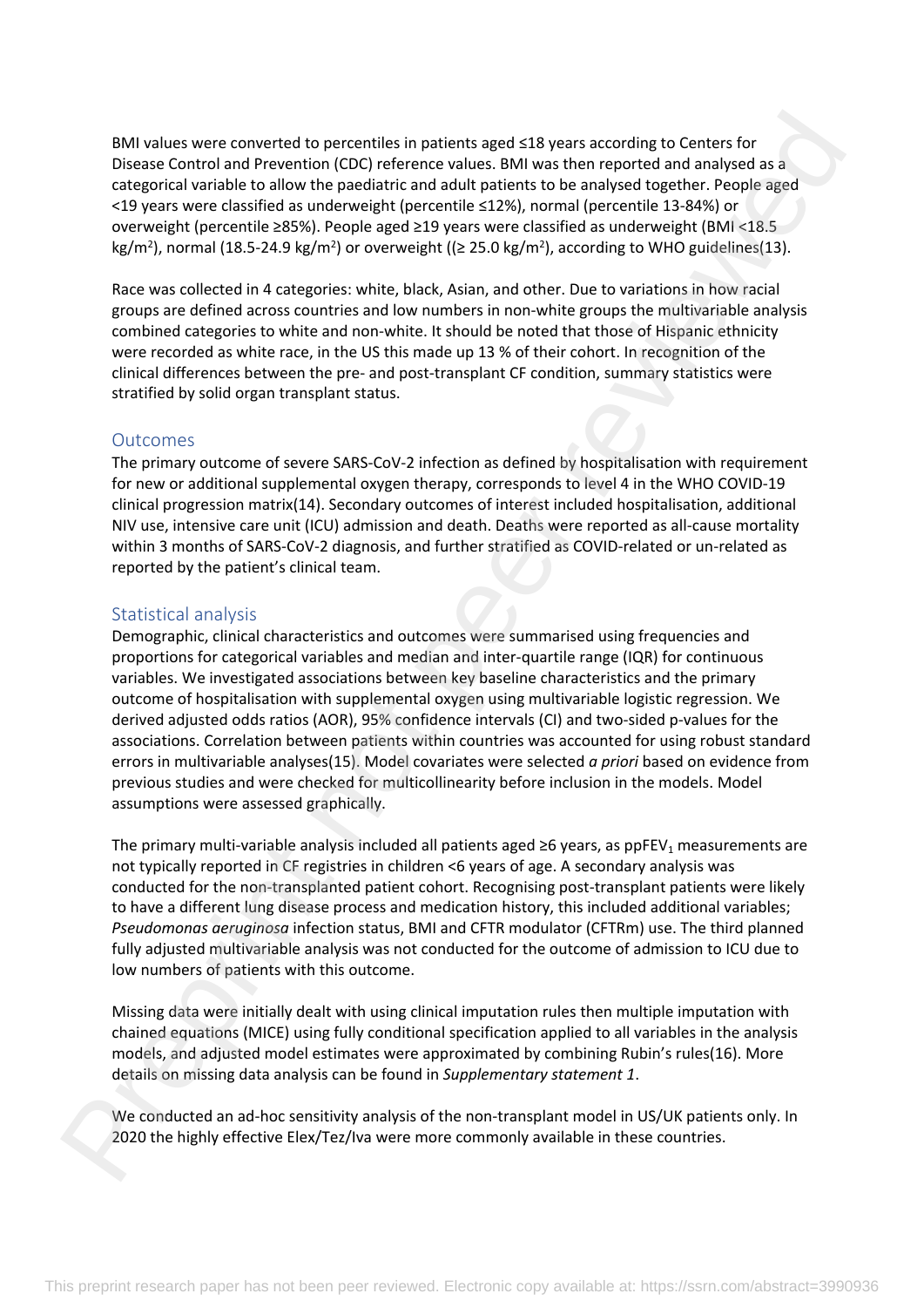BMI values were converted to percentiles in patients aged ≤18 years according to Centers for Disease Control and Prevention (CDC) reference values. BMI was then reported and analysed as a categorical variable to allow the paediatric and adult patients to be analysed together. People aged <19 years were classified as underweight (percentile ≤12%), normal (percentile 13-84%) or overweight (percentile ≥85%). People aged ≥19 years were classified as underweight (BMI <18.5 kg/m$^2$), normal (18.5-24.9 kg/m$^2$) or overweight ((≥ 25.0 kg/m$^2$), according to WHO guidelines(13).

Race was collected in 4 categories: white, black, Asian, and other. Due to variations in how racial groups are defined across countries and low numbers in non-white groups the multivariable analysis combined categories to white and non-white. It should be noted that those of Hispanic ethnicity were recorded as white race, in the US this made up 13 % of their cohort. In recognition of the clinical differences between the pre- and post-transplant CF condition, summary statistics were stratified by solid organ transplant status.

## Outcomes

The primary outcome of severe SARS-CoV-2 infection as defined by hospitalisation with requirement for new or additional supplemental oxygen therapy, corresponds to level 4 in the WHO COVID-19 clinical progression matrix(14). Secondary outcomes of interest included hospitalisation, additional NIV use, intensive care unit (ICU) admission and death. Deaths were reported as all-cause mortality within 3 months of SARS-CoV-2 diagnosis, and further stratified as COVID-related or un-related as reported by the patient's clinical team.

## Statistical analysis

Demographic, clinical characteristics and outcomes were summarised using frequencies and proportions for categorical variables and median and inter-quartile range (IQR) for continuous variables. We investigated associations between key baseline characteristics and the primary outcome of hospitalisation with supplemental oxygen using multivariable logistic regression. We derived adjusted odds ratios (AOR), 95% confidence intervals (CI) and two-sided p-values for the associations. Correlation between patients within countries was accounted for using robust standard errors in multivariable analyses(15). Model covariates were selected *a priori* based on evidence from previous studies and were checked for multicollinearity before inclusion in the models. Model assumptions were assessed graphically.

The primary multi-variable analysis included all patients aged ≥6 years, as ppFEV$_1$ measurements are not typically reported in CF registries in children <6 years of age. A secondary analysis was conducted for the non-transplanted patient cohort. Recognising post-transplant patients were likely to have a different lung disease process and medication history, this included additional variables; *Pseudomonas aeruginosa* infection status, BMI and CFTR modulator (CFTRm) use. The third planned fully adjusted multivariable analysis was not conducted for the outcome of admission to ICU due to low numbers of patients with this outcome.

Missing data were initially dealt with using clinical imputation rules then multiple imputation with chained equations (MICE) using fully conditional specification applied to all variables in the analysis models, and adjusted model estimates were approximated by combining Rubin's rules(16). More details on missing data analysis can be found in *Supplementary statement 1*.

We conducted an ad-hoc sensitivity analysis of the non-transplant model in US/UK patients only. In 2020 the highly effective Elex/Tez/Iva were more commonly available in these countries.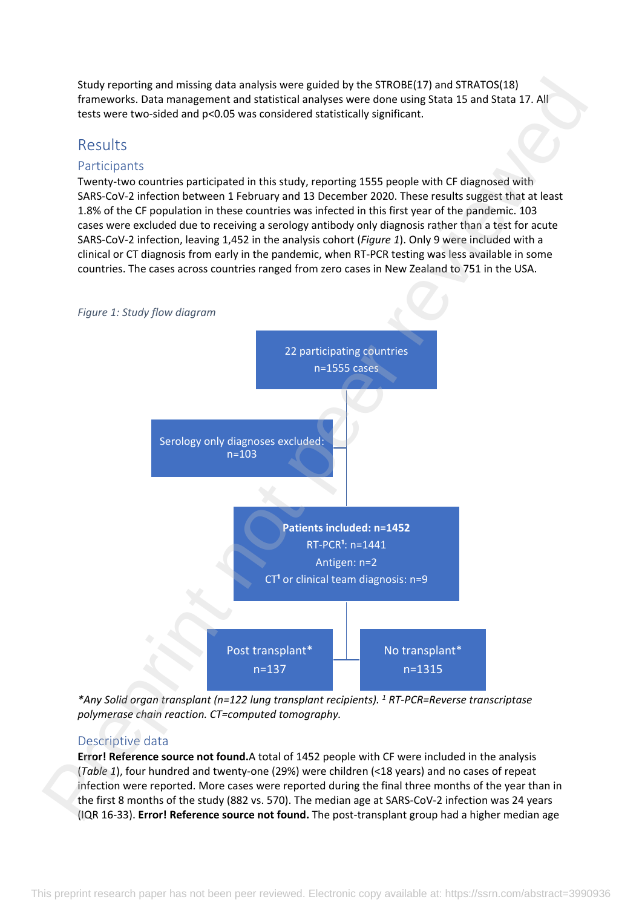Study reporting and missing data analysis were guided by the STROBE(17) and STRATOS(18) frameworks. Data management and statistical analyses were done using Stata 15 and Stata 17. All tests were two-sided and p<0.05 was considered statistically significant.

## Results

### Participants

Twenty-two countries participated in this study, reporting 1555 people with CF diagnosed with SARS-CoV-2 infection between 1 February and 13 December 2020. These results suggest that at least 1.8% of the CF population in these countries was infected in this first year of the pandemic. 103 cases were excluded due to receiving a serology antibody only diagnosis rather than a test for acute SARS-CoV-2 infection, leaving 1,452 in the analysis cohort (*Figure 1*). Only 9 were included with a clinical or CT diagnosis from early in the pandemic, when RT-PCR testing was less available in some countries. The cases across countries ranged from zero cases in New Zealand to 751 in the USA.

*Figure 1: Study flow diagram*

22 participating countries
n=1555 cases

Serology only diagnoses excluded:
n=103

**Patients included: n=1452**
RT-PCR[1]: n=1441
Antigen: n=2
CT[1] or clinical team diagnosis: n=9

Post transplant*
n=137

No transplant*
n=1315

*\*Any Solid organ transplant (n=122 lung transplant recipients). [1] RT-PCR=Reverse transcriptase polymerase chain reaction. CT=computed tomography.*

### Descriptive data

**Error! Reference source not found.**A total of 1452 people with CF were included in the analysis (*Table 1*), four hundred and twenty-one (29%) were children (<18 years) and no cases of repeat infection were reported. More cases were reported during the final three months of the year than in the first 8 months of the study (882 vs. 570). The median age at SARS-CoV-2 infection was 24 years (IQR 16-33). **Error! Reference source not found.** The post-transplant group had a higher median age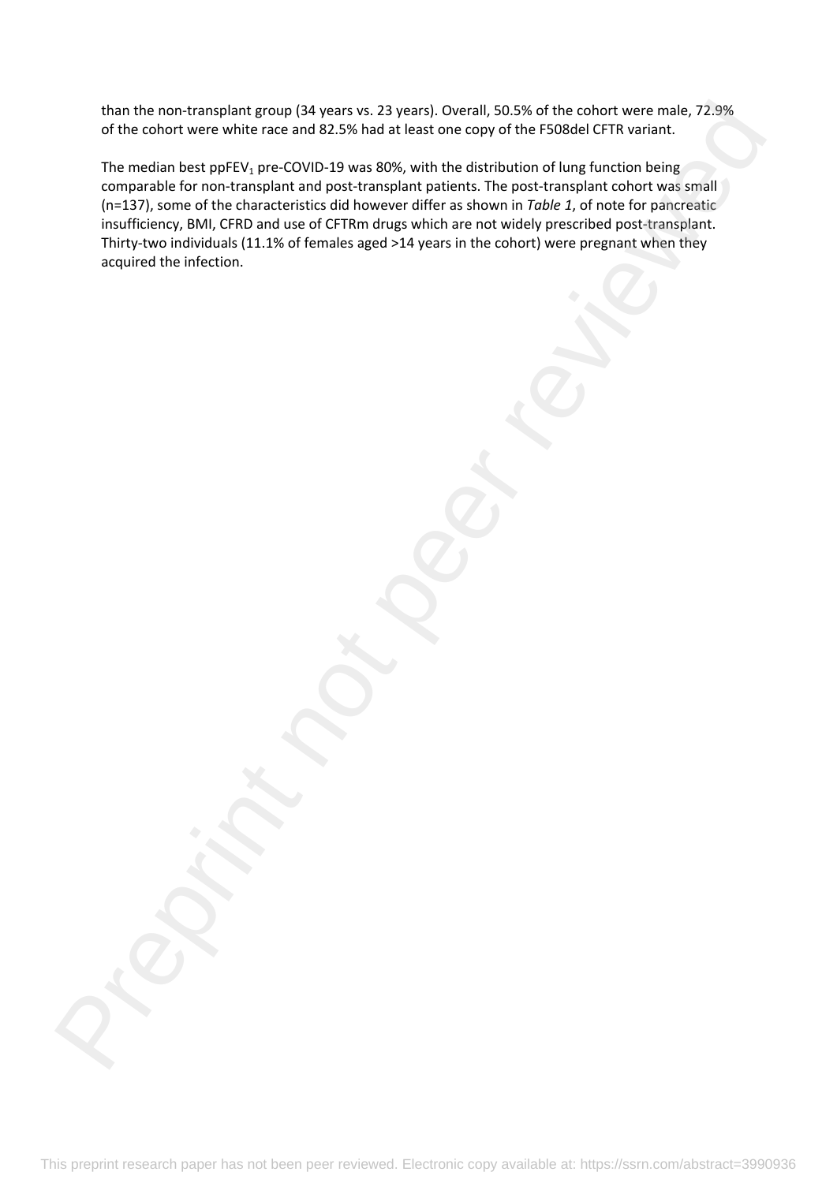than the non-transplant group (34 years vs. 23 years). Overall, 50.5% of the cohort were male, 72.9% of the cohort were white race and 82.5% had at least one copy of the F508del CFTR variant.

The median best $ppFEV_1$ pre-COVID-19 was 80%, with the distribution of lung function being comparable for non-transplant and post-transplant patients. The post-transplant cohort was small (n=137), some of the characteristics did however differ as shown in *Table 1*, of note for pancreatic insufficiency, BMI, CFRD and use of CFTRm drugs which are not widely prescribed post-transplant. Thirty-two individuals (11.1% of females aged >14 years in the cohort) were pregnant when they acquired the infection.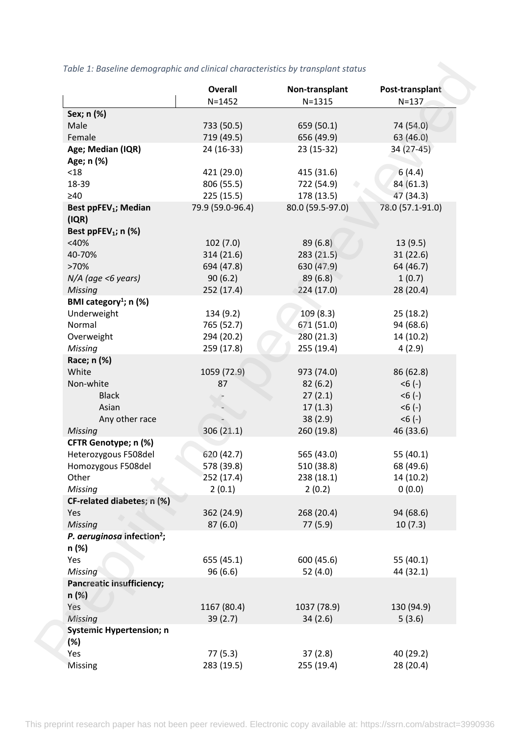*Table 1: Baseline demographic and clinical characteristics by transplant status*

| | Overall N=1452 | Non-transplant N=1315 | Post-transplant N=137 |
|---|---|---|---|
| **Sex; n (%)** | | | |
| Male | 733 (50.5) | 659 (50.1) | 74 (54.0) |
| Female | 719 (49.5) | 656 (49.9) | 63 (46.0) |
| **Age; Median (IQR)** | 24 (16-33) | 23 (15-32) | 34 (27-45) |
| **Age; n (%)** | | | |
| <18 | 421 (29.0) | 415 (31.6) | 6 (4.4) |
| 18-39 | 806 (55.5) | 722 (54.9) | 84 (61.3) |
| ≥40 | 225 (15.5) | 178 (13.5) | 47 (34.3) |
| **Best $ppFEV_1$; Median (IQR)** | 79.9 (59.0-96.4) | 80.0 (59.5-97.0) | 78.0 (57.1-91.0) |
| **Best $ppFEV_1$; n (%)** | | | |
| <40% | 102 (7.0) | 89 (6.8) | 13 (9.5) |
| 40-70% | 314 (21.6) | 283 (21.5) | 31 (22.6) |
| >70% | 694 (47.8) | 630 (47.9) | 64 (46.7) |
| *N/A (age <6 years)* | 90 (6.2) | 89 (6.8) | 1 (0.7) |
| *Missing* | 252 (17.4) | 224 (17.0) | 28 (20.4) |
| **BMI category[1]; n (%)** | | | |
| Underweight | 134 (9.2) | 109 (8.3) | 25 (18.2) |
| Normal | 765 (52.7) | 671 (51.0) | 94 (68.6) |
| Overweight | 294 (20.2) | 280 (21.3) | 14 (10.2) |
| *Missing* | 259 (17.8) | 255 (19.4) | 4 (2.9) |
| **Race; n (%)** | | | |
| White | 1059 (72.9) | 973 (74.0) | 86 (62.8) |
| Non-white | 87 | 82 (6.2) | <6 (-) |
| Black | - | 27 (2.1) | <6 (-) |
| Asian | - | 17 (1.3) | <6 (-) |
| Any other race | - | 38 (2.9) | <6 (-) |
| *Missing* | 306 (21.1) | 260 (19.8) | 46 (33.6) |
| **CFTR Genotype; n (%)** | | | |
| Heterozygous F508del | 620 (42.7) | 565 (43.0) | 55 (40.1) |
| Homozygous F508del | 578 (39.8) | 510 (38.8) | 68 (49.6) |
| Other | 252 (17.4) | 238 (18.1) | 14 (10.2) |
| *Missing* | 2 (0.1) | 2 (0.2) | 0 (0.0) |
| **CF-related diabetes; n (%)** | | | |
| Yes | 362 (24.9) | 268 (20.4) | 94 (68.6) |
| *Missing* | 87 (6.0) | 77 (5.9) | 10 (7.3) |
| ***P. aeruginosa* infection[2]; n (%)** | | | |
| Yes | 655 (45.1) | 600 (45.6) | 55 (40.1) |
| *Missing* | 96 (6.6) | 52 (4.0) | 44 (32.1) |
| **Pancreatic insufficiency; n (%)** | | | |
| Yes | 1167 (80.4) | 1037 (78.9) | 130 (94.9) |
| *Missing* | 39 (2.7) | 34 (2.6) | 5 (3.6) |
| **Systemic Hypertension; n (%)** | | | |
| Yes | 77 (5.3) | 37 (2.8) | 40 (29.2) |
| Missing | 283 (19.5) | 255 (19.4) | 28 (20.4) |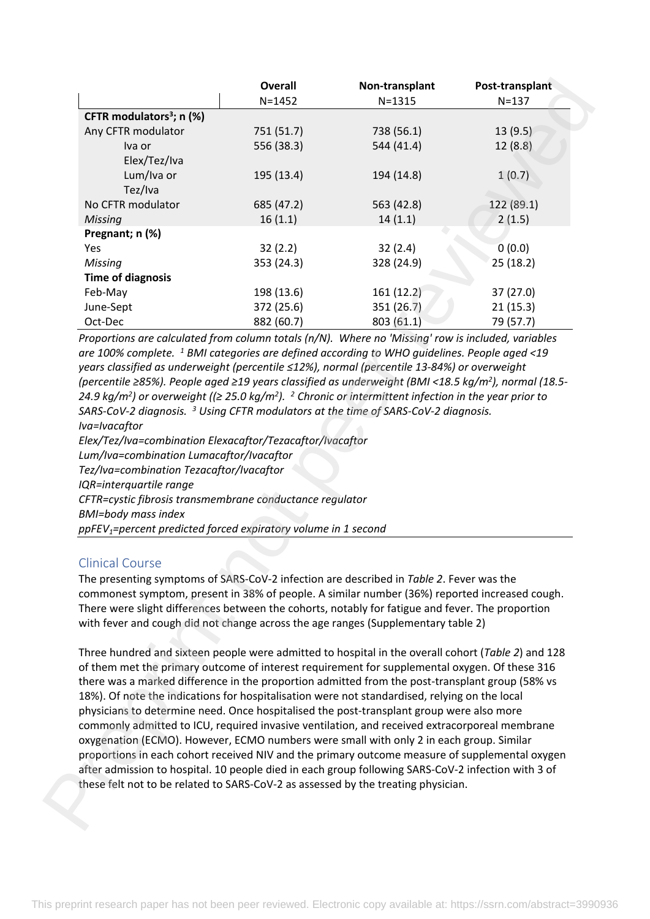| | Overall | Non-transplant | Post-transplant |
|---|---|---|---|
| | N=1452 | N=1315 | N=137 |
| **CFTR modulators[3]; n (%)** | | | |
| Any CFTR modulator | 751 (51.7) | 738 (56.1) | 13 (9.5) |
| Iva or Elex/Tez/Iva | 556 (38.3) | 544 (41.4) | 12 (8.8) |
| Lum/Iva or Tez/Iva | 195 (13.4) | 194 (14.8) | 1 (0.7) |
| No CFTR modulator | 685 (47.2) | 563 (42.8) | 122 (89.1) |
| *Missing* | 16 (1.1) | 14 (1.1) | 2 (1.5) |
| **Pregnant; n (%)** | | | |
| Yes | 32 (2.2) | 32 (2.4) | 0 (0.0) |
| *Missing* | 353 (24.3) | 328 (24.9) | 25 (18.2) |
| **Time of diagnosis** | | | |
| Feb-May | 198 (13.6) | 161 (12.2) | 37 (27.0) |
| June-Sept | 372 (25.6) | 351 (26.7) | 21 (15.3) |
| Oct-Dec | 882 (60.7) | 803 (61.1) | 79 (57.7) |

*Proportions are calculated from column totals (n/N). Where no 'Missing' row is included, variables are 100% complete. [1] BMI categories are defined according to WHO guidelines. People aged <19 years classified as underweight (percentile ≤12%), normal (percentile 13-84%) or overweight (percentile ≥85%). People aged ≥19 years classified as underweight (BMI <18.5 kg/m²), normal (18.5-24.9 kg/m²) or overweight ((≥ 25.0 kg/m²). [2] Chronic or intermittent infection in the year prior to SARS-CoV-2 diagnosis. [3] Using CFTR modulators at the time of SARS-CoV-2 diagnosis.*

*Iva=Ivacaftor*

*Elex/Tez/Iva=combination Elexacaftor/Tezacaftor/Ivacaftor*

*Lum/Iva=combination Lumacaftor/Ivacaftor*

*Tez/Iva=combination Tezacaftor/Ivacaftor*

*IQR=interquartile range*

*CFTR=cystic fibrosis transmembrane conductance regulator*

*BMI=body mass index*

*ppFEV$_1$=percent predicted forced expiratory volume in 1 second*

## Clinical Course

The presenting symptoms of SARS-CoV-2 infection are described in *Table 2*. Fever was the commonest symptom, present in 38% of people. A similar number (36%) reported increased cough. There were slight differences between the cohorts, notably for fatigue and fever. The proportion with fever and cough did not change across the age ranges (Supplementary table 2)

Three hundred and sixteen people were admitted to hospital in the overall cohort (*Table 2*) and 128 of them met the primary outcome of interest requirement for supplemental oxygen. Of these 316 there was a marked difference in the proportion admitted from the post-transplant group (58% vs 18%). Of note the indications for hospitalisation were not standardised, relying on the local physicians to determine need. Once hospitalised the post-transplant group were also more commonly admitted to ICU, required invasive ventilation, and received extracorporeal membrane oxygenation (ECMO). However, ECMO numbers were small with only 2 in each group. Similar proportions in each cohort received NIV and the primary outcome measure of supplemental oxygen after admission to hospital. 10 people died in each group following SARS-CoV-2 infection with 3 of these felt not to be related to SARS-CoV-2 as assessed by the treating physician.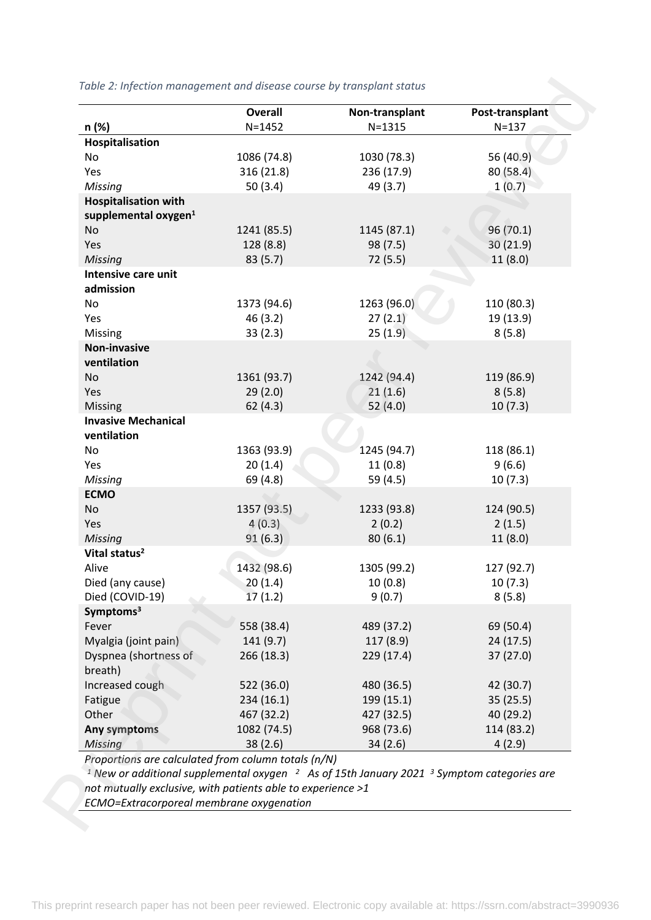*Table 2: Infection management and disease course by transplant status*

| n (%) | Overall N=1452 | Non-transplant N=1315 | Post-transplant N=137 |
|---|---|---|---|
| **Hospitalisation** | | | |
| No | 1086 (74.8) | 1030 (78.3) | 56 (40.9) |
| Yes | 316 (21.8) | 236 (17.9) | 80 (58.4) |
| *Missing* | 50 (3.4) | 49 (3.7) | 1 (0.7) |
| **Hospitalisation with supplemental oxygen[1]** | | | |
| No | 1241 (85.5) | 1145 (87.1) | 96 (70.1) |
| Yes | 128 (8.8) | 98 (7.5) | 30 (21.9) |
| *Missing* | 83 (5.7) | 72 (5.5) | 11 (8.0) |
| **Intensive care unit admission** | | | |
| No | 1373 (94.6) | 1263 (96.0) | 110 (80.3) |
| Yes | 46 (3.2) | 27 (2.1) | 19 (13.9) |
| Missing | 33 (2.3) | 25 (1.9) | 8 (5.8) |
| **Non-invasive ventilation** | | | |
| No | 1361 (93.7) | 1242 (94.4) | 119 (86.9) |
| Yes | 29 (2.0) | 21 (1.6) | 8 (5.8) |
| Missing | 62 (4.3) | 52 (4.0) | 10 (7.3) |
| **Invasive Mechanical ventilation** | | | |
| No | 1363 (93.9) | 1245 (94.7) | 118 (86.1) |
| Yes | 20 (1.4) | 11 (0.8) | 9 (6.6) |
| *Missing* | 69 (4.8) | 59 (4.5) | 10 (7.3) |
| **ECMO** | | | |
| No | 1357 (93.5) | 1233 (93.8) | 124 (90.5) |
| Yes | 4 (0.3) | 2 (0.2) | 2 (1.5) |
| *Missing* | 91 (6.3) | 80 (6.1) | 11 (8.0) |
| **Vital status[2]** | | | |
| Alive | 1432 (98.6) | 1305 (99.2) | 127 (92.7) |
| Died (any cause) | 20 (1.4) | 10 (0.8) | 10 (7.3) |
| Died (COVID-19) | 17 (1.2) | 9 (0.7) | 8 (5.8) |
| **Symptoms[3]** | | | |
| Fever | 558 (38.4) | 489 (37.2) | 69 (50.4) |
| Myalgia (joint pain) | 141 (9.7) | 117 (8.9) | 24 (17.5) |
| Dyspnea (shortness of breath) | 266 (18.3) | 229 (17.4) | 37 (27.0) |
| Increased cough | 522 (36.0) | 480 (36.5) | 42 (30.7) |
| Fatigue | 234 (16.1) | 199 (15.1) | 35 (25.5) |
| Other | 467 (32.2) | 427 (32.5) | 40 (29.2) |
| **Any symptoms** | 1082 (74.5) | 968 (73.6) | 114 (83.2) |
| *Missing* | 38 (2.6) | 34 (2.6) | 4 (2.9) |

*Proportions are calculated from column totals (n/N)*

*[1] New or additional supplemental oxygen [2] As of 15th January 2021 [3] Symptom categories are not mutually exclusive, with patients able to experience >1*

*ECMO=Extracorporeal membrane oxygenation*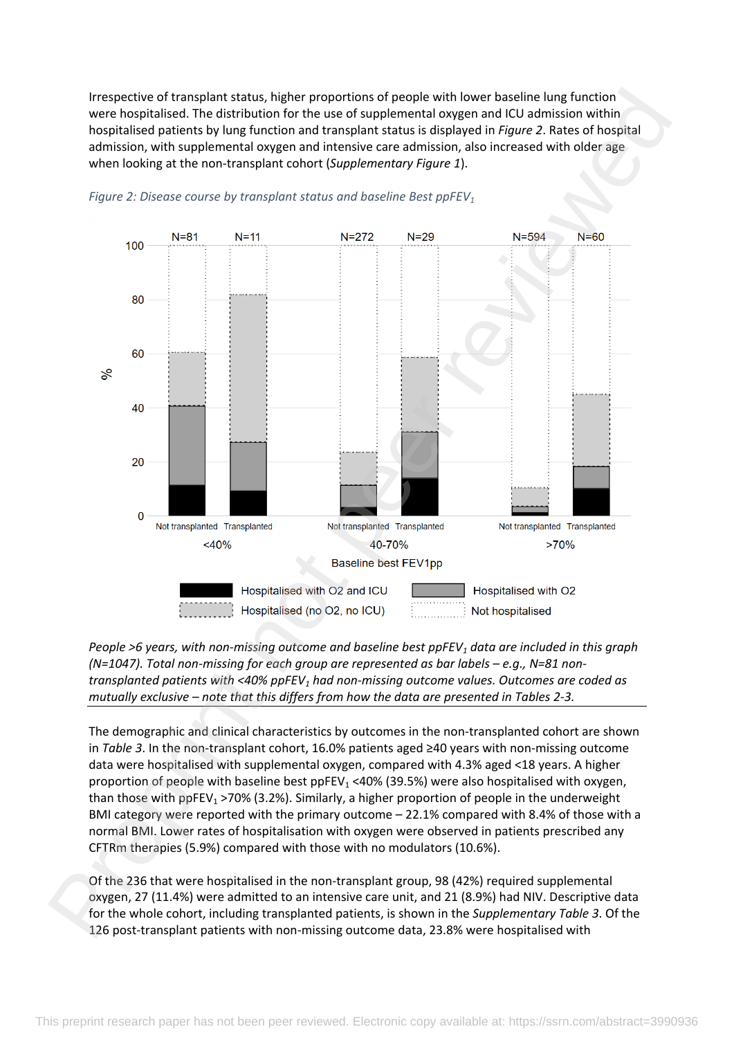Irrespective of transplant status, higher proportions of people with lower baseline lung function were hospitalised. The distribution for the use of supplemental oxygen and ICU admission within hospitalised patients by lung function and transplant status is displayed in *Figure 2*. Rates of hospital admission, with supplemental oxygen and intensive care admission, also increased with older age when looking at the non-transplant cohort (*Supplementary Figure 1*).

*Figure 2: Disease course by transplant status and baseline Best $ppFEV_1$*

*People >6 years, with non-missing outcome and baseline best $ppFEV_1$ data are included in this graph (N=1047). Total non-missing for each group are represented as bar labels – e.g., N=81 non-transplanted patients with <40% $ppFEV_1$ had non-missing outcome values. Outcomes are coded as mutually exclusive – note that this differs from how the data are presented in Tables 2-3.*

The demographic and clinical characteristics by outcomes in the non-transplanted cohort are shown in *Table 3*. In the non-transplant cohort, 16.0% patients aged ≥40 years with non-missing outcome data were hospitalised with supplemental oxygen, compared with 4.3% aged <18 years. A higher proportion of people with baseline best $ppFEV_1$ <40% (39.5%) were also hospitalised with oxygen, than those with $ppFEV_1$ >70% (3.2%). Similarly, a higher proportion of people in the underweight BMI category were reported with the primary outcome – 22.1% compared with 8.4% of those with a normal BMI. Lower rates of hospitalisation with oxygen were observed in patients prescribed any CFTRm therapies (5.9%) compared with those with no modulators (10.6%).

Of the 236 that were hospitalised in the non-transplant group, 98 (42%) required supplemental oxygen, 27 (11.4%) were admitted to an intensive care unit, and 21 (8.9%) had NIV. Descriptive data for the whole cohort, including transplanted patients, is shown in the *Supplementary Table 3*. Of the 126 post-transplant patients with non-missing outcome data, 23.8% were hospitalised with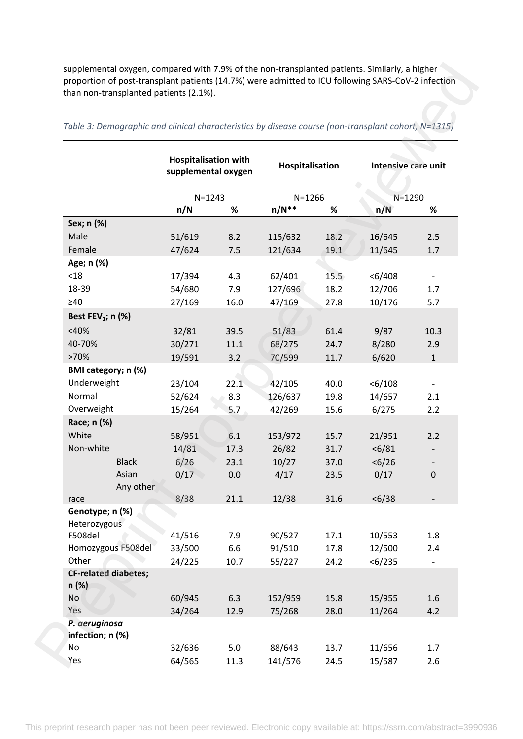supplemental oxygen, compared with 7.9% of the non-transplanted patients. Similarly, a higher proportion of post-transplant patients (14.7%) were admitted to ICU following SARS-CoV-2 infection than non-transplanted patients (2.1%).

*Table 3: Demographic and clinical characteristics by disease course (non-transplant cohort, N=1315)*

| | **Hospitalisation with supplemental oxygen** | | **Hospitalisation** | | **Intensive care unit** | |
|---|---|---|---|---|---|---|
| | N=1243 | | N=1266 | | N=1290 | |
| | **n/N** | **%** | **n/N**** | **%** | **n/N** | **%** |
| **Sex; n (%)** | | | | | | |
| Male | 51/619 | 8.2 | 115/632 | 18.2 | 16/645 | 2.5 |
| Female | 47/624 | 7.5 | 121/634 | 19.1 | 11/645 | 1.7 |
| **Age; n (%)** | | | | | | |
| <18 | 17/394 | 4.3 | 62/401 | 15.5 | <6/408 | - |
| 18-39 | 54/680 | 7.9 | 127/696 | 18.2 | 12/706 | 1.7 |
| ≥40 | 27/169 | 16.0 | 47/169 | 27.8 | 10/176 | 5.7 |
| **Best $FEV_1$; n (%)** | | | | | | |
| <40% | 32/81 | 39.5 | 51/83 | 61.4 | 9/87 | 10.3 |
| 40-70% | 30/271 | 11.1 | 68/275 | 24.7 | 8/280 | 2.9 |
| >70% | 19/591 | 3.2 | 70/599 | 11.7 | 6/620 | 1 |
| **BMI category; n (%)** | | | | | | |
| Underweight | 23/104 | 22.1 | 42/105 | 40.0 | <6/108 | - |
| Normal | 52/624 | 8.3 | 126/637 | 19.8 | 14/657 | 2.1 |
| Overweight | 15/264 | 5.7 | 42/269 | 15.6 | 6/275 | 2.2 |
| **Race; n (%)** | | | | | | |
| White | 58/951 | 6.1 | 153/972 | 15.7 | 21/951 | 2.2 |
| Non-white | 14/81 | 17.3 | 26/82 | 31.7 | <6/81 | - |
| Black | 6/26 | 23.1 | 10/27 | 37.0 | <6/26 | - |
| Asian | 0/17 | 0.0 | 4/17 | 23.5 | 0/17 | 0 |
| Any other race | 8/38 | 21.1 | 12/38 | 31.6 | <6/38 | - |
| **Genotype; n (%)** | | | | | | |
| Heterozygous F508del | 41/516 | 7.9 | 90/527 | 17.1 | 10/553 | 1.8 |
| Homozygous F508del | 33/500 | 6.6 | 91/510 | 17.8 | 12/500 | 2.4 |
| Other | 24/225 | 10.7 | 55/227 | 24.2 | <6/235 | - |
| **CF-related diabetes; n (%)** | | | | | | |
| No | 60/945 | 6.3 | 152/959 | 15.8 | 15/955 | 1.6 |
| Yes | 34/264 | 12.9 | 75/268 | 28.0 | 11/264 | 4.2 |
| ***P. aeruginosa* infection; n (%)** | | | | | | |
| No | 32/636 | 5.0 | 88/643 | 13.7 | 11/656 | 1.7 |
| Yes | 64/565 | 11.3 | 141/576 | 24.5 | 15/587 | 2.6 |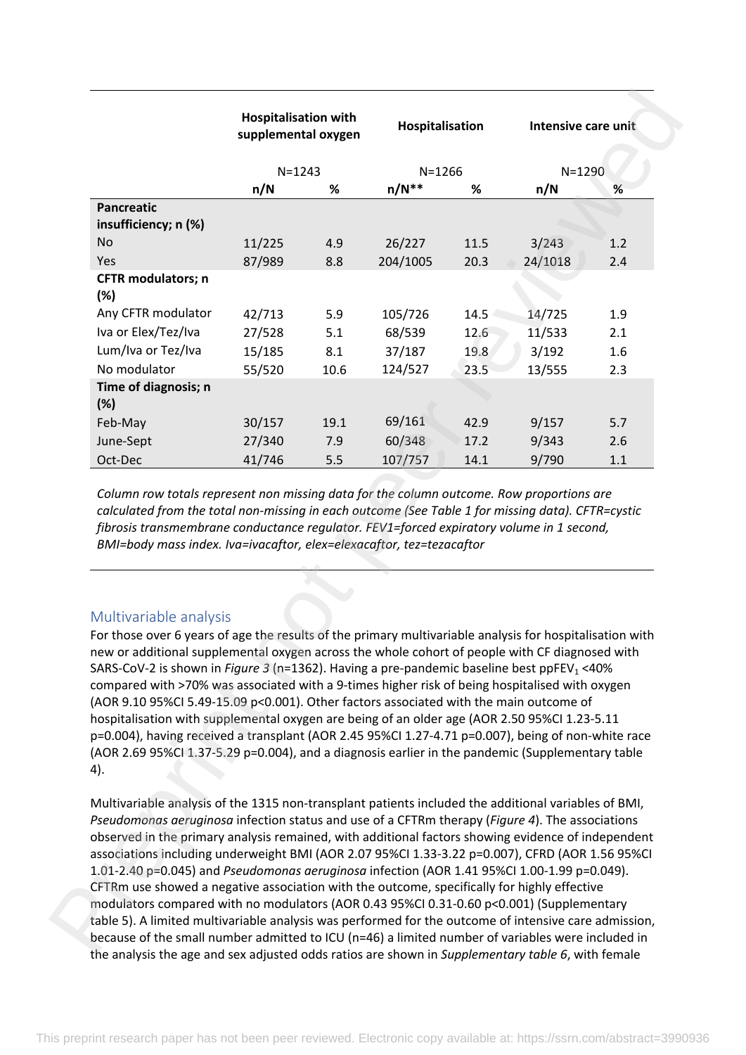| | Hospitalisation with supplemental oxygen | | Hospitalisation | | Intensive care unit | |
|---|---|---|---|---|---|---|
| | N=1243 | | N=1266 | | N=1290 | |
| | n/N | % | n/N** | % | n/N | % |
| **Pancreatic insufficiency; n (%)** | | | | | | |
| No | 11/225 | 4.9 | 26/227 | 11.5 | 3/243 | 1.2 |
| Yes | 87/989 | 8.8 | 204/1005 | 20.3 | 24/1018 | 2.4 |
| **CFTR modulators; n (%)** | | | | | | |
| Any CFTR modulator | 42/713 | 5.9 | 105/726 | 14.5 | 14/725 | 1.9 |
| Iva or Elex/Tez/Iva | 27/528 | 5.1 | 68/539 | 12.6 | 11/533 | 2.1 |
| Lum/Iva or Tez/Iva | 15/185 | 8.1 | 37/187 | 19.8 | 3/192 | 1.6 |
| No modulator | 55/520 | 10.6 | 124/527 | 23.5 | 13/555 | 2.3 |
| **Time of diagnosis; n (%)** | | | | | | |
| Feb-May | 30/157 | 19.1 | 69/161 | 42.9 | 9/157 | 5.7 |
| June-Sept | 27/340 | 7.9 | 60/348 | 17.2 | 9/343 | 2.6 |
| Oct-Dec | 41/746 | 5.5 | 107/757 | 14.1 | 9/790 | 1.1 |

*Column row totals represent non missing data for the column outcome. Row proportions are calculated from the total non-missing in each outcome (See Table 1 for missing data). CFTR=cystic fibrosis transmembrane conductance regulator. FEV1=forced expiratory volume in 1 second, BMI=body mass index. Iva=ivacaftor, elex=elexacaftor, tez=tezacaftor*

## Multivariable analysis

For those over 6 years of age the results of the primary multivariable analysis for hospitalisation with new or additional supplemental oxygen across the whole cohort of people with CF diagnosed with SARS-CoV-2 is shown in *Figure 3* (n=1362). Having a pre-pandemic baseline best ppFEV$_1$ <40% compared with >70% was associated with a 9-times higher risk of being hospitalised with oxygen (AOR 9.10 95%CI 5.49-15.09 p<0.001). Other factors associated with the main outcome of hospitalisation with supplemental oxygen are being of an older age (AOR 2.50 95%CI 1.23-5.11 p=0.004), having received a transplant (AOR 2.45 95%CI 1.27-4.71 p=0.007), being of non-white race (AOR 2.69 95%CI 1.37-5.29 p=0.004), and a diagnosis earlier in the pandemic (Supplementary table 4).

Multivariable analysis of the 1315 non-transplant patients included the additional variables of BMI, *Pseudomonas aeruginosa* infection status and use of a CFTRm therapy (*Figure 4*). The associations observed in the primary analysis remained, with additional factors showing evidence of independent associations including underweight BMI (AOR 2.07 95%CI 1.33-3.22 p=0.007), CFRD (AOR 1.56 95%CI 1.01-2.40 p=0.045) and *Pseudomonas aeruginosa* infection (AOR 1.41 95%CI 1.00-1.99 p=0.049). CFTRm use showed a negative association with the outcome, specifically for highly effective modulators compared with no modulators (AOR 0.43 95%CI 0.31-0.60 p<0.001) (Supplementary table 5). A limited multivariable analysis was performed for the outcome of intensive care admission, because of the small number admitted to ICU (n=46) a limited number of variables were included in the analysis the age and sex adjusted odds ratios are shown in *Supplementary table 6*, with female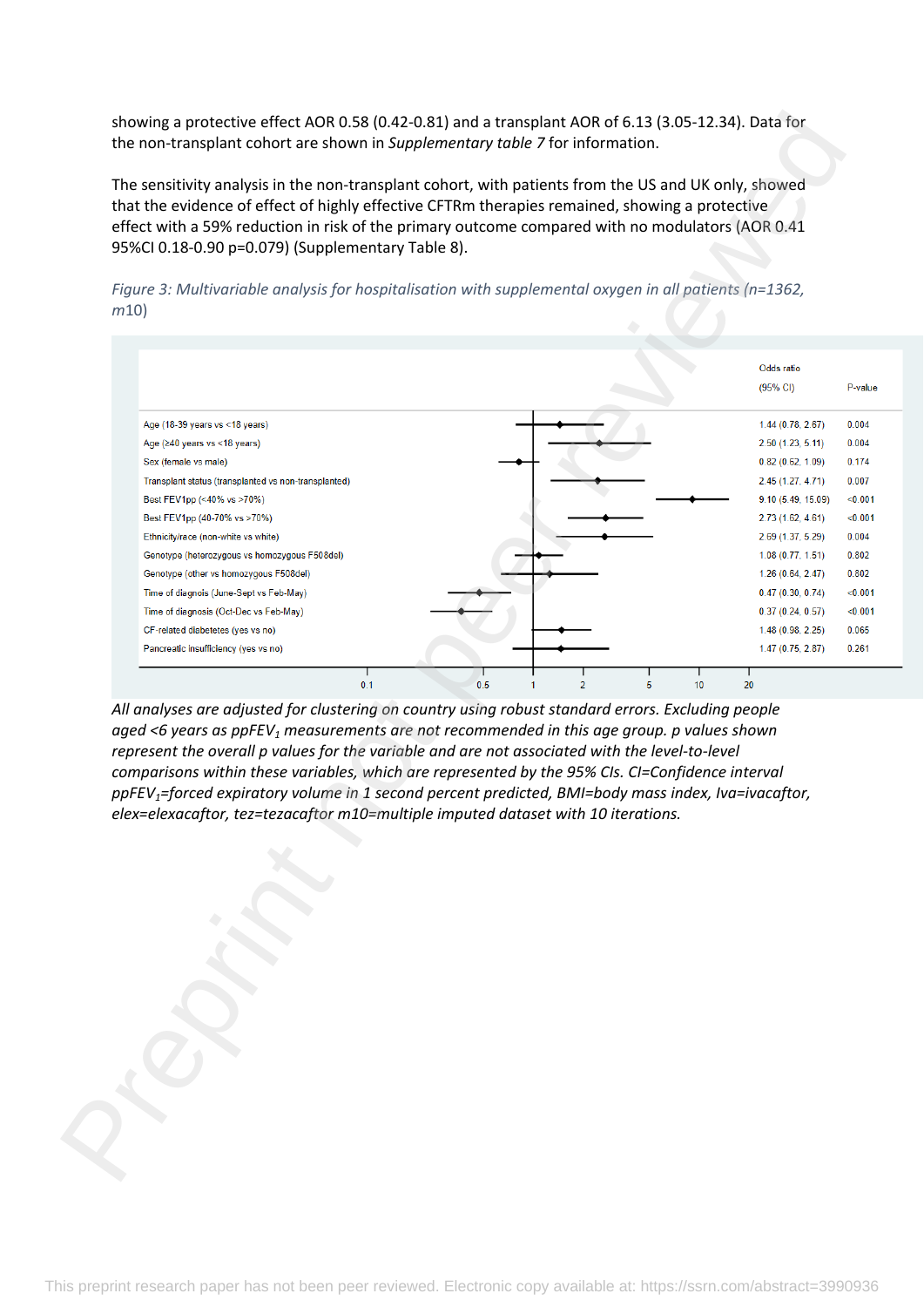showing a protective effect AOR 0.58 (0.42-0.81) and a transplant AOR of 6.13 (3.05-12.34). Data for the non-transplant cohort are shown in *Supplementary table 7* for information.

The sensitivity analysis in the non-transplant cohort, with patients from the US and UK only, showed that the evidence of effect of highly effective CFTRm therapies remained, showing a protective effect with a 59% reduction in risk of the primary outcome compared with no modulators (AOR 0.41 95%CI 0.18-0.90 p=0.079) (Supplementary Table 8).

*Figure 3: Multivariable analysis for hospitalisation with supplemental oxygen in all patients (n=1362, m10)*

| | Odds ratio (95% CI) | P-value |
|---|---|---|
| Age (18-39 years vs <18 years) | 1.44 (0.78, 2.67) | 0.004 |
| Age (≥40 years vs <18 years) | 2.50 (1.23, 5.11) | 0.004 |
| Sex (female vs male) | 0.82 (0.62, 1.09) | 0.174 |
| Transplant status (transplanted vs non-transplanted) | 2.45 (1.27, 4.71) | 0.007 |
| Best FEV1pp (<40% vs >70%) | 9.10 (5.49, 15.09) | <0.001 |
| Best FEV1pp (40-70% vs >70%) | 2.73 (1.62, 4.61) | <0.001 |
| Ethnicity/race (non-white vs white) | 2.69 (1.37, 5.29) | 0.004 |
| Genotype (heterozygous vs homozygous F508del) | 1.08 (0.77, 1.51) | 0.802 |
| Genotype (other vs homozygous F508del) | 1.26 (0.64, 2.47) | 0.802 |
| Time of diagnosis (June-Sept vs Feb-May) | 0.47 (0.30, 0.74) | <0.001 |
| Time of diagnosis (Oct-Dec vs Feb-May) | 0.37 (0.24, 0.57) | <0.001 |
| CF-related diabetetes (yes vs no) | 1.48 (0.98, 2.25) | 0.065 |
| Pancreatic insufficiency (yes vs no) | 1.47 (0.75, 2.87) | 0.261 |

*All analyses are adjusted for clustering on country using robust standard errors. Excluding people aged <6 years as ppFEV$_1$ measurements are not recommended in this age group. p values shown represent the overall p values for the variable and are not associated with the level-to-level comparisons within these variables, which are represented by the 95% CIs. CI=Confidence interval ppFEV$_1$=forced expiratory volume in 1 second percent predicted, BMI=body mass index, Iva=ivacaftor, elex=elexacaftor, tez=tezacaftor m10=multiple imputed dataset with 10 iterations.*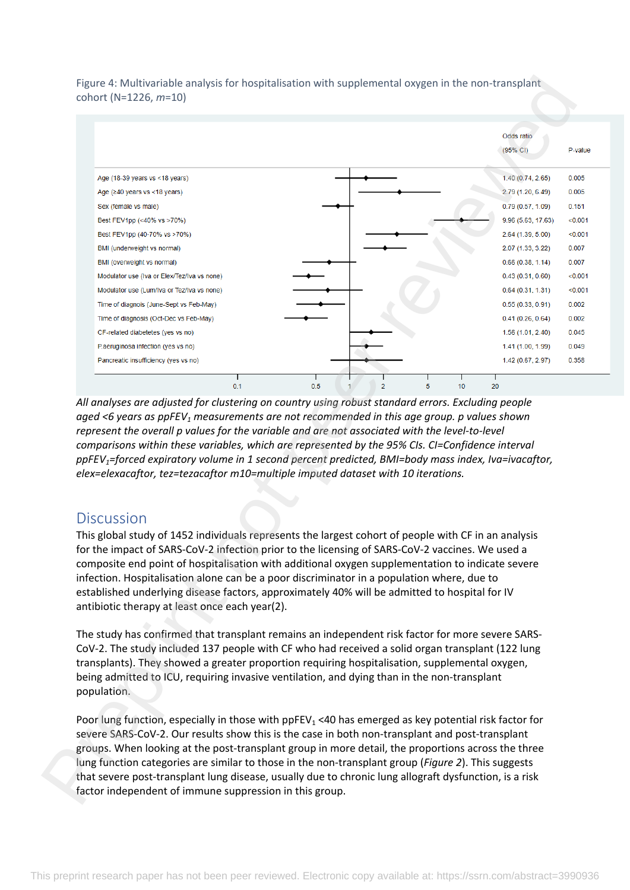Figure 4: Multivariable analysis for hospitalisation with supplemental oxygen in the non-transplant cohort (N=1226, *m*=10)

| | Odds ratio (95% CI) | P-value |
|---|---|---|
| Age (18-39 years vs <18 years) | 1.40 (0.74, 2.65) | 0.005 |
| Age (≥40 years vs <18 years) | 2.79 (1.20, 6.49) | 0.005 |
| Sex (female vs male) | 0.79 (0.57, 1.09) | 0.151 |
| Best FEV1pp (<40% vs >70%) | 9.96 (5.63, 17.63) | <0.001 |
| Best FEV1pp (40-70% vs >70%) | 2.64 (1.39, 5.00) | <0.001 |
| BMI (underweight vs normal) | 2.07 (1.33, 3.22) | 0.007 |
| BMI (overweight vs normal) | 0.66 (0.38, 1.14) | 0.007 |
| Modulator use (Iva or Elex/Tez/Iva vs none) | 0.43 (0.31, 0.60) | <0.001 |
| Modulator use (Lum/Iva or Tez/Iva vs none) | 0.64 (0.31, 1.31) | <0.001 |
| Time of diagnois (June-Sept vs Feb-May) | 0.55 (0.33, 0.91) | 0.002 |
| Time of diagnosis (Oct-Dec vs Feb-May) | 0.41 (0.26, 0.64) | 0.002 |
| CF-related diabetetes (yes vs no) | 1.56 (1.01, 2.40) | 0.045 |
| P.aeruginosa infection (yes vs no) | 1.41 (1.00, 1.99) | 0.049 |
| Pancreatic insufficiency (yes vs no) | 1.42 (0.67, 2.97) | 0.358 |

*All analyses are adjusted for clustering on country using robust standard errors. Excluding people aged <6 years as ppFEV$_1$ measurements are not recommended in this age group. p values shown represent the overall p values for the variable and are not associated with the level-to-level comparisons within these variables, which are represented by the 95% CIs. CI=Confidence interval ppFEV$_1$=forced expiratory volume in 1 second percent predicted, BMI=body mass index, Iva=ivacaftor, elex=elexacaftor, tez=tezacaftor m10=multiple imputed dataset with 10 iterations.*

## Discussion

This global study of 1452 individuals represents the largest cohort of people with CF in an analysis for the impact of SARS-CoV-2 infection prior to the licensing of SARS-CoV-2 vaccines. We used a composite end point of hospitalisation with additional oxygen supplementation to indicate severe infection. Hospitalisation alone can be a poor discriminator in a population where, due to established underlying disease factors, approximately 40% will be admitted to hospital for IV antibiotic therapy at least once each year(2).

The study has confirmed that transplant remains an independent risk factor for more severe SARS-CoV-2. The study included 137 people with CF who had received a solid organ transplant (122 lung transplants). They showed a greater proportion requiring hospitalisation, supplemental oxygen, being admitted to ICU, requiring invasive ventilation, and dying than in the non-transplant population.

Poor lung function, especially in those with ppFEV$_1$ <40 has emerged as key potential risk factor for severe SARS-CoV-2. Our results show this is the case in both non-transplant and post-transplant groups. When looking at the post-transplant group in more detail, the proportions across the three lung function categories are similar to those in the non-transplant group (*Figure 2*). This suggests that severe post-transplant lung disease, usually due to chronic lung allograft dysfunction, is a risk factor independent of immune suppression in this group.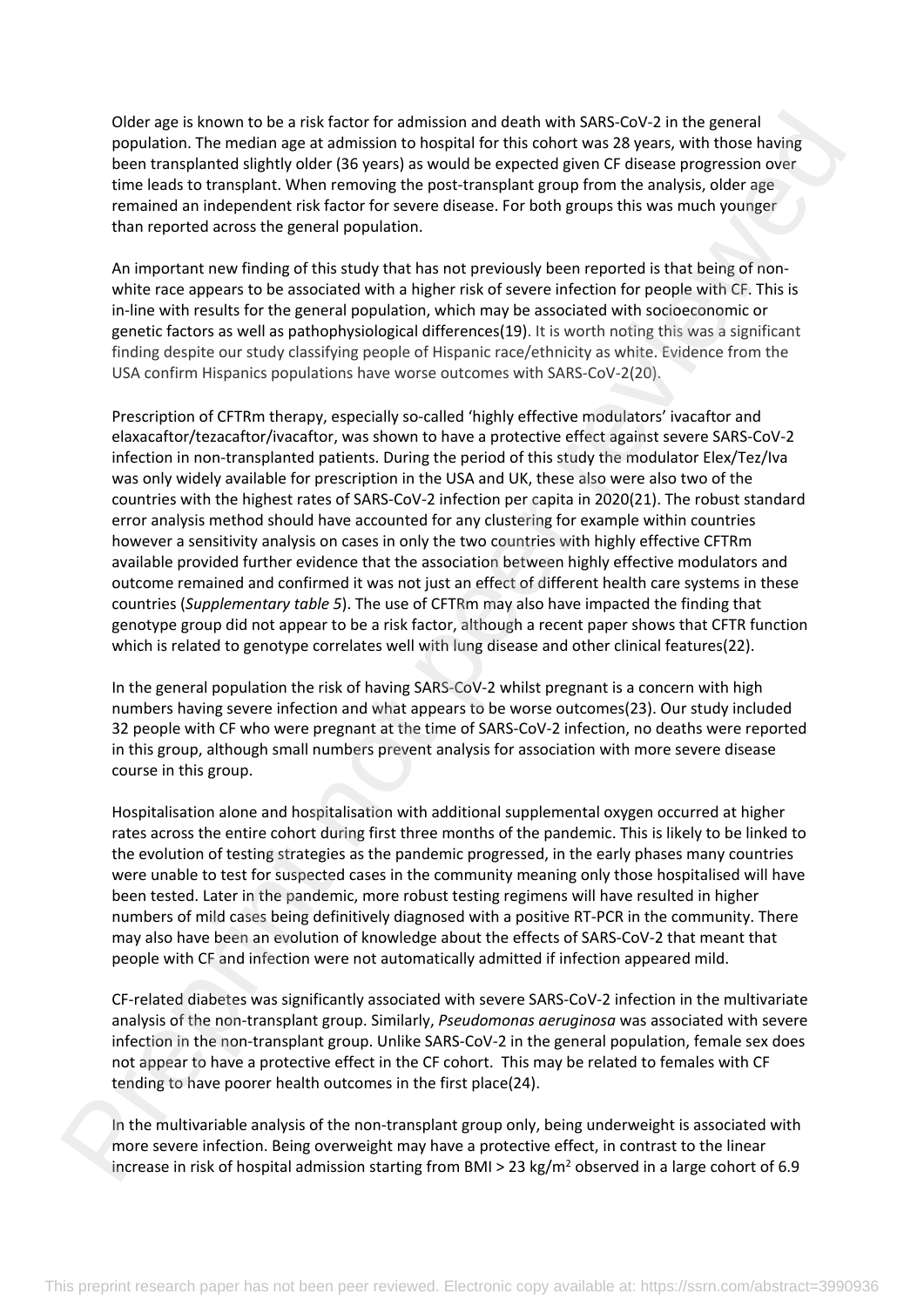Older age is known to be a risk factor for admission and death with SARS-CoV-2 in the general population. The median age at admission to hospital for this cohort was 28 years, with those having been transplanted slightly older (36 years) as would be expected given CF disease progression over time leads to transplant. When removing the post-transplant group from the analysis, older age remained an independent risk factor for severe disease. For both groups this was much younger than reported across the general population.

An important new finding of this study that has not previously been reported is that being of non-white race appears to be associated with a higher risk of severe infection for people with CF. This is in-line with results for the general population, which may be associated with socioeconomic or genetic factors as well as pathophysiological differences(19). It is worth noting this was a significant finding despite our study classifying people of Hispanic race/ethnicity as white. Evidence from the USA confirm Hispanics populations have worse outcomes with SARS-CoV-2(20).

Prescription of CFTRm therapy, especially so-called 'highly effective modulators' ivacaftor and elaxacaftor/tezacaftor/ivacaftor, was shown to have a protective effect against severe SARS-CoV-2 infection in non-transplanted patients. During the period of this study the modulator Elex/Tez/Iva was only widely available for prescription in the USA and UK, these also were also two of the countries with the highest rates of SARS-CoV-2 infection per capita in 2020(21). The robust standard error analysis method should have accounted for any clustering for example within countries however a sensitivity analysis on cases in only the two countries with highly effective CFTRm available provided further evidence that the association between highly effective modulators and outcome remained and confirmed it was not just an effect of different health care systems in these countries (*Supplementary table 5*). The use of CFTRm may also have impacted the finding that genotype group did not appear to be a risk factor, although a recent paper shows that CFTR function which is related to genotype correlates well with lung disease and other clinical features(22).

In the general population the risk of having SARS-CoV-2 whilst pregnant is a concern with high numbers having severe infection and what appears to be worse outcomes(23). Our study included 32 people with CF who were pregnant at the time of SARS-CoV-2 infection, no deaths were reported in this group, although small numbers prevent analysis for association with more severe disease course in this group.

Hospitalisation alone and hospitalisation with additional supplemental oxygen occurred at higher rates across the entire cohort during first three months of the pandemic. This is likely to be linked to the evolution of testing strategies as the pandemic progressed, in the early phases many countries were unable to test for suspected cases in the community meaning only those hospitalised will have been tested. Later in the pandemic, more robust testing regimens will have resulted in higher numbers of mild cases being definitively diagnosed with a positive RT-PCR in the community. There may also have been an evolution of knowledge about the effects of SARS-CoV-2 that meant that people with CF and infection were not automatically admitted if infection appeared mild.

CF-related diabetes was significantly associated with severe SARS-CoV-2 infection in the multivariate analysis of the non-transplant group. Similarly, *Pseudomonas aeruginosa* was associated with severe infection in the non-transplant group. Unlike SARS-CoV-2 in the general population, female sex does not appear to have a protective effect in the CF cohort. This may be related to females with CF tending to have poorer health outcomes in the first place(24).

In the multivariable analysis of the non-transplant group only, being underweight is associated with more severe infection. Being overweight may have a protective effect, in contrast to the linear increase in risk of hospital admission starting from BMI > 23 kg/m$^2$ observed in a large cohort of 6.9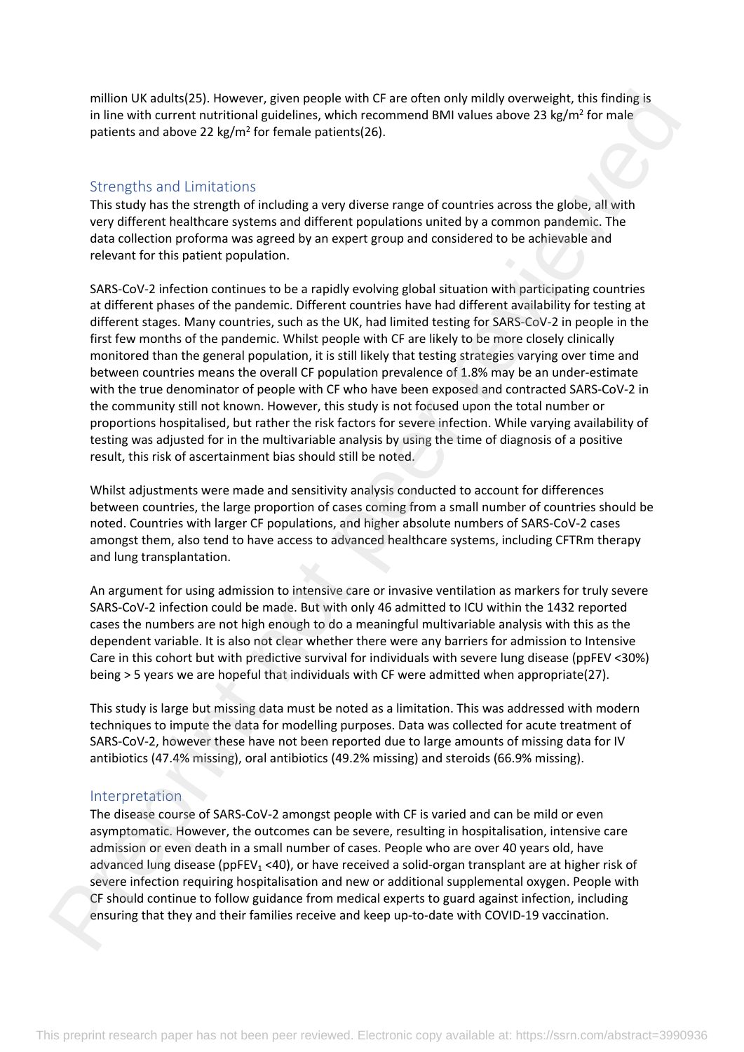million UK adults(25). However, given people with CF are often only mildly overweight, this finding is in line with current nutritional guidelines, which recommend BMI values above 23 kg/m$^2$ for male patients and above 22 kg/m$^2$ for female patients(26).

## Strengths and Limitations

This study has the strength of including a very diverse range of countries across the globe, all with very different healthcare systems and different populations united by a common pandemic. The data collection proforma was agreed by an expert group and considered to be achievable and relevant for this patient population.

SARS-CoV-2 infection continues to be a rapidly evolving global situation with participating countries at different phases of the pandemic. Different countries have had different availability for testing at different stages. Many countries, such as the UK, had limited testing for SARS-CoV-2 in people in the first few months of the pandemic. Whilst people with CF are likely to be more closely clinically monitored than the general population, it is still likely that testing strategies varying over time and between countries means the overall CF population prevalence of 1.8% may be an under-estimate with the true denominator of people with CF who have been exposed and contracted SARS-CoV-2 in the community still not known. However, this study is not focused upon the total number or proportions hospitalised, but rather the risk factors for severe infection. While varying availability of testing was adjusted for in the multivariable analysis by using the time of diagnosis of a positive result, this risk of ascertainment bias should still be noted.

Whilst adjustments were made and sensitivity analysis conducted to account for differences between countries, the large proportion of cases coming from a small number of countries should be noted. Countries with larger CF populations, and higher absolute numbers of SARS-CoV-2 cases amongst them, also tend to have access to advanced healthcare systems, including CFTRm therapy and lung transplantation.

An argument for using admission to intensive care or invasive ventilation as markers for truly severe SARS-CoV-2 infection could be made. But with only 46 admitted to ICU within the 1432 reported cases the numbers are not high enough to do a meaningful multivariable analysis with this as the dependent variable. It is also not clear whether there were any barriers for admission to Intensive Care in this cohort but with predictive survival for individuals with severe lung disease (ppFEV <30%) being > 5 years we are hopeful that individuals with CF were admitted when appropriate(27).

This study is large but missing data must be noted as a limitation. This was addressed with modern techniques to impute the data for modelling purposes. Data was collected for acute treatment of SARS-CoV-2, however these have not been reported due to large amounts of missing data for IV antibiotics (47.4% missing), oral antibiotics (49.2% missing) and steroids (66.9% missing).

## Interpretation

The disease course of SARS-CoV-2 amongst people with CF is varied and can be mild or even asymptomatic. However, the outcomes can be severe, resulting in hospitalisation, intensive care admission or even death in a small number of cases. People who are over 40 years old, have advanced lung disease (ppFEV$_1$ <40), or have received a solid-organ transplant are at higher risk of severe infection requiring hospitalisation and new or additional supplemental oxygen. People with CF should continue to follow guidance from medical experts to guard against infection, including ensuring that they and their families receive and keep up-to-date with COVID-19 vaccination.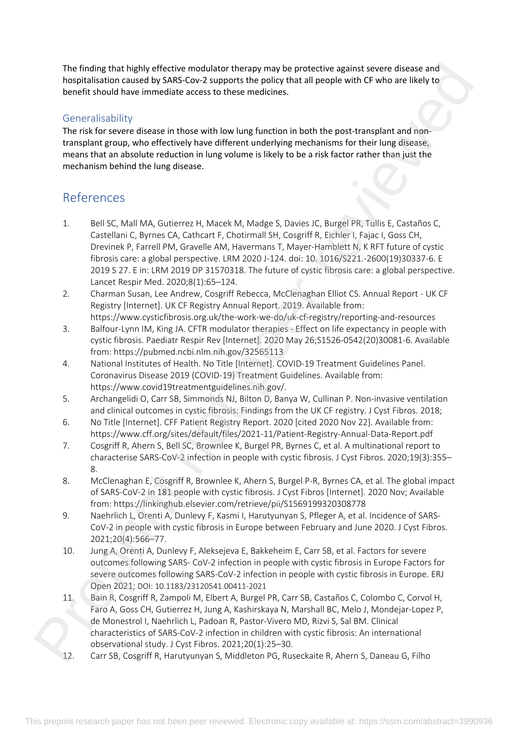The finding that highly effective modulator therapy may be protective against severe disease and hospitalisation caused by SARS-Cov-2 supports the policy that all people with CF who are likely to benefit should have immediate access to these medicines.

### Generalisability

The risk for severe disease in those with low lung function in both the post-transplant and non-transplant group, who effectively have different underlying mechanisms for their lung disease, means that an absolute reduction in lung volume is likely to be a risk factor rather than just the mechanism behind the lung disease.

## References

1. Bell SC, Mall MA, Gutierrez H, Macek M, Madge S, Davies JC, Burgel PR, Tullis E, Castaños C, Castellani C, Byrnes CA, Cathcart F, Chotirmall SH, Cosgriff R, Eichler I, Fajac I, Goss CH, Drevinek P, Farrell PM, Gravelle AM, Havermans T, Mayer-Hamblett N, K RFT future of cystic fibrosis care: a global perspective. LRM 2020 J-124. doi: 10. 1016/S221.-2600(19)30337-6. E 2019 S 27. E in: LRM 2019 DP 31570318. The future of cystic fibrosis care: a global perspective. Lancet Respir Med. 2020;8(1):65–124.
2. Charman Susan, Lee Andrew, Cosgriff Rebecca, McClenaghan Elliot CS. Annual Report - UK CF Registry [Internet]. UK CF Registry Annual Report. 2019. Available from: https://www.cysticfibrosis.org.uk/the-work-we-do/uk-cf-registry/reporting-and-resources
3. Balfour-Lynn IM, King JA. CFTR modulator therapies - Effect on life expectancy in people with cystic fibrosis. Paediatr Respir Rev [Internet]. 2020 May 26;S1526-0542(20)30081-6. Available from: https://pubmed.ncbi.nlm.nih.gov/32565113
4. National Institutes of Health. No Title [Internet]. COVID-19 Treatment Guidelines Panel. Coronavirus Disease 2019 (COVID-19) Treatment Guidelines. Available from: https://www.covid19treatmentguidelines.nih.gov/.
5. Archangelidi O, Carr SB, Simmonds NJ, Bilton D, Banya W, Cullinan P. Non-invasive ventilation and clinical outcomes in cystic fibrosis: Findings from the UK CF registry. J Cyst Fibros. 2018;
6. No Title [Internet]. CFF Patient Registry Report. 2020 [cited 2020 Nov 22]. Available from: https://www.cff.org/sites/default/files/2021-11/Patient-Registry-Annual-Data-Report.pdf
7. Cosgriff R, Ahern S, Bell SC, Brownlee K, Burgel PR, Byrnes C, et al. A multinational report to characterise SARS-CoV-2 infection in people with cystic fibrosis. J Cyst Fibros. 2020;19(3):355–8.
8. McClenaghan E, Cosgriff R, Brownlee K, Ahern S, Burgel P-R, Byrnes CA, et al. The global impact of SARS-CoV-2 in 181 people with cystic fibrosis. J Cyst Fibros [Internet]. 2020 Nov; Available from: https://linkinghub.elsevier.com/retrieve/pii/S1569199320308778
9. Naehrlich L, Orenti A, Dunlevy F, Kasmi I, Harutyunyan S, Pfleger A, et al. Incidence of SARS-CoV-2 in people with cystic fibrosis in Europe between February and June 2020. J Cyst Fibros. 2021;20(4):566–77.
10. Jung A, Orenti A, Dunlevy F, Aleksejeva E, Bakkeheim E, Carr SB, et al. Factors for severe outcomes following SARS- CoV-2 infection in people with cystic fibrosis in Europe Factors for severe outcomes following SARS-CoV-2 infection in people with cystic fibrosis in Europe. ERJ Open 2021; DOI: 10.1183/23120541.00411-2021
11. Bain R, Cosgriff R, Zampoli M, Elbert A, Burgel PR, Carr SB, Castaños C, Colombo C, Corvol H, Faro A, Goss CH, Gutierrez H, Jung A, Kashirskaya N, Marshall BC, Melo J, Mondejar-Lopez P, de Monestrol I, Naehrlich L, Padoan R, Pastor-Vivero MD, Rizvi S, Sal BM. Clinical characteristics of SARS-CoV-2 infection in children with cystic fibrosis: An international observational study. J Cyst Fibros. 2021;20(1):25–30.
12. Carr SB, Cosgriff R, Harutyunyan S, Middleton PG, Ruseckaite R, Ahern S, Daneau G, Filho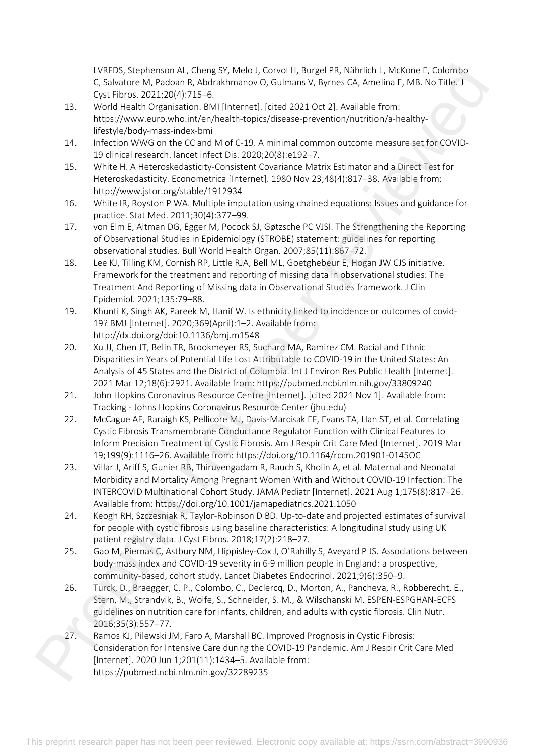LVRFDS, Stephenson AL, Cheng SY, Melo J, Corvol H, Burgel PR, Nährlich L, McKone E, Colombo C, Salvatore M, Padoan R, Abdrakhmanov O, Gulmans V, Byrnes CA, Amelina E, MB. No Title. J Cyst Fibros. 2021;20(4):715–6.

13. World Health Organisation. BMI [Internet]. [cited 2021 Oct 2]. Available from: https://www.euro.who.int/en/health-topics/disease-prevention/nutrition/a-healthy-lifestyle/body-mass-index-bmi
14. Infection WWG on the CC and M of C-19. A minimal common outcome measure set for COVID-19 clinical research. lancet infect Dis. 2020;20(8):e192–7.
15. White H. A Heteroskedasticity-Consistent Covariance Matrix Estimator and a Direct Test for Heteroskedasticity. Econometrica [Internet]. 1980 Nov 23;48(4):817–38. Available from: http://www.jstor.org/stable/1912934
16. White IR, Royston P WA. Multiple imputation using chained equations: Issues and guidance for practice. Stat Med. 2011;30(4):377–99.
17. von Elm E, Altman DG, Egger M, Pocock SJ, Gøtzsche PC VJSI. The Strengthening the Reporting of Observational Studies in Epidemiology (STROBE) statement: guidelines for reporting observational studies. Bull World Health Organ. 2007;85(11):867–72.
18. Lee KJ, Tilling KM, Cornish RP, Little RJA, Bell ML, Goetghebeur E, Hogan JW CJS initiative. Framework for the treatment and reporting of missing data in observational studies: The Treatment And Reporting of Missing data in Observational Studies framework. J Clin Epidemiol. 2021;135:79–88.
19. Khunti K, Singh AK, Pareek M, Hanif W. Is ethnicity linked to incidence or outcomes of covid-19? BMJ [Internet]. 2020;369(April):1–2. Available from: http://dx.doi.org/doi:10.1136/bmj.m1548
20. Xu JJ, Chen JT, Belin TR, Brookmeyer RS, Suchard MA, Ramirez CM. Racial and Ethnic Disparities in Years of Potential Life Lost Attributable to COVID-19 in the United States: An Analysis of 45 States and the District of Columbia. Int J Environ Res Public Health [Internet]. 2021 Mar 12;18(6):2921. Available from: https://pubmed.ncbi.nlm.nih.gov/33809240
21. John Hopkins Coronavirus Resource Centre [Internet]. [cited 2021 Nov 1]. Available from: Tracking - Johns Hopkins Coronavirus Resource Center (jhu.edu)
22. McCague AF, Raraigh KS, Pellicore MJ, Davis-Marcisak EF, Evans TA, Han ST, et al. Correlating Cystic Fibrosis Transmembrane Conductance Regulator Function with Clinical Features to Inform Precision Treatment of Cystic Fibrosis. Am J Respir Crit Care Med [Internet]. 2019 Mar 19;199(9):1116–26. Available from: https://doi.org/10.1164/rccm.201901-0145OC
23. Villar J, Ariff S, Gunier RB, Thiruvengadam R, Rauch S, Kholin A, et al. Maternal and Neonatal Morbidity and Mortality Among Pregnant Women With and Without COVID-19 Infection: The INTERCOVID Multinational Cohort Study. JAMA Pediatr [Internet]. 2021 Aug 1;175(8):817–26. Available from: https://doi.org/10.1001/jamapediatrics.2021.1050
24. Keogh RH, Szczesniak R, Taylor-Robinson D BD. Up-to-date and projected estimates of survival for people with cystic fibrosis using baseline characteristics: A longitudinal study using UK patient registry data. J Cyst Fibros. 2018;17(2):218–27.
25. Gao M, Piernas C, Astbury NM, Hippisley-Cox J, O'Rahilly S, Aveyard P JS. Associations between body-mass index and COVID-19 severity in 6·9 million people in England: a prospective, community-based, cohort study. Lancet Diabetes Endocrinol. 2021;9(6):350–9.
26. Turck, D., Braegger, C. P., Colombo, C., Declercq, D., Morton, A., Pancheva, R., Robberecht, E., Stern, M., Strandvik, B., Wolfe, S., Schneider, S. M., & Wilschanski M. ESPEN-ESPGHAN-ECFS guidelines on nutrition care for infants, children, and adults with cystic fibrosis. Clin Nutr. 2016;35(3):557–77.
27. Ramos KJ, Pilewski JM, Faro A, Marshall BC. Improved Prognosis in Cystic Fibrosis: Consideration for Intensive Care during the COVID-19 Pandemic. Am J Respir Crit Care Med [Internet]. 2020 Jun 1;201(11):1434–5. Available from: https://pubmed.ncbi.nlm.nih.gov/32289235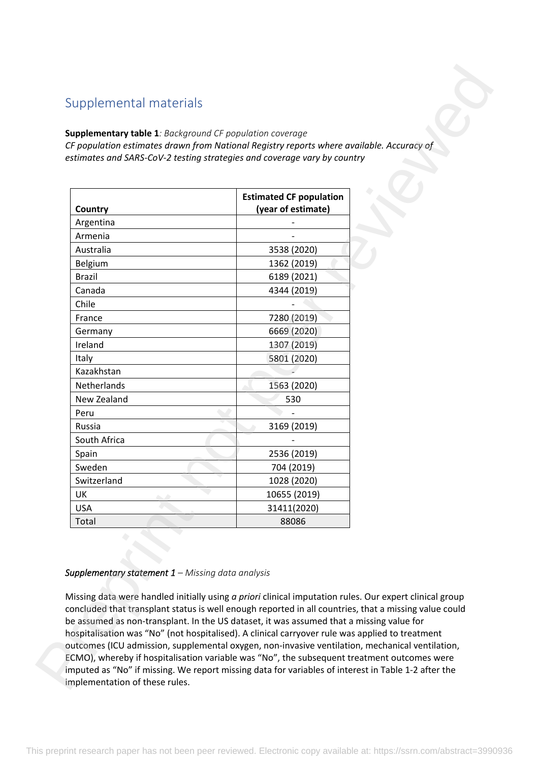## Supplemental materials

**Supplementary table 1**: *Background CF population coverage*
*CF population estimates drawn from National Registry reports where available. Accuracy of estimates and SARS-CoV-2 testing strategies and coverage vary by country*

| Country | Estimated CF population (year of estimate) |
|---|---|
| Argentina | - |
| Armenia | - |
| Australia | 3538 (2020) |
| Belgium | 1362 (2019) |
| Brazil | 6189 (2021) |
| Canada | 4344 (2019) |
| Chile | - |
| France | 7280 (2019) |
| Germany | 6669 (2020) |
| Ireland | 1307 (2019) |
| Italy | 5801 (2020) |
| Kazakhstan | - |
| Netherlands | 1563 (2020) |
| New Zealand | 530 |
| Peru | - |
| Russia | 3169 (2019) |
| South Africa | - |
| Spain | 2536 (2019) |
| Sweden | 704 (2019) |
| Switzerland | 1028 (2020) |
| UK | 10655 (2019) |
| USA | 31411(2020) |
| Total | 88086 |

***Supplementary statement 1*** *– Missing data analysis*

Missing data were handled initially using *a priori* clinical imputation rules. Our expert clinical group concluded that transplant status is well enough reported in all countries, that a missing value could be assumed as non-transplant. In the US dataset, it was assumed that a missing value for hospitalisation was "No" (not hospitalised). A clinical carryover rule was applied to treatment outcomes (ICU admission, supplemental oxygen, non-invasive ventilation, mechanical ventilation, ECMO), whereby if hospitalisation variable was "No", the subsequent treatment outcomes were imputed as "No" if missing. We report missing data for variables of interest in Table 1-2 after the implementation of these rules.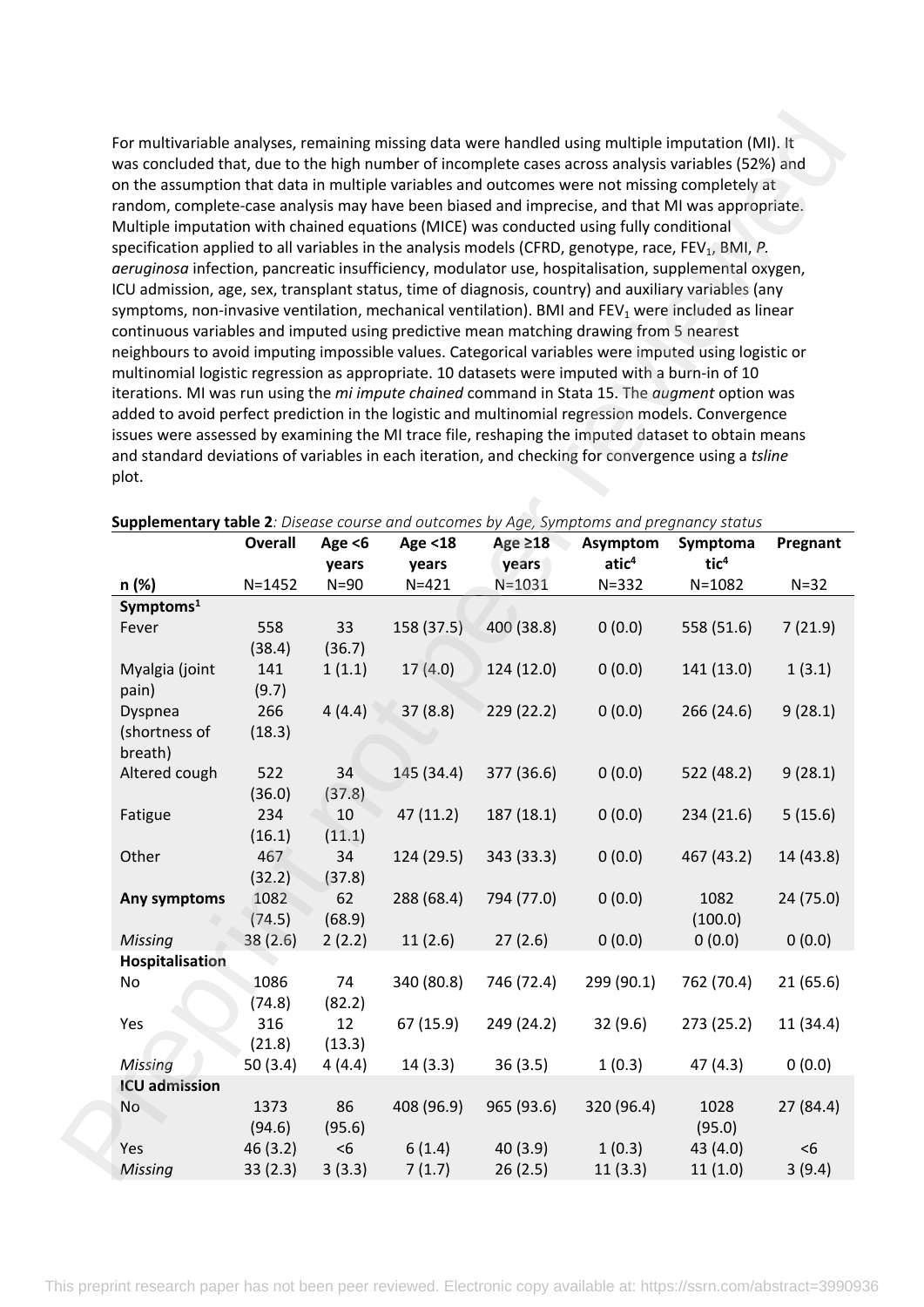For multivariable analyses, remaining missing data were handled using multiple imputation (MI). It was concluded that, due to the high number of incomplete cases across analysis variables (52%) and on the assumption that data in multiple variables and outcomes were not missing completely at random, complete-case analysis may have been biased and imprecise, and that MI was appropriate. Multiple imputation with chained equations (MICE) was conducted using fully conditional specification applied to all variables in the analysis models (CFRD, genotype, race, $FEV_1$, BMI, *P. aeruginosa* infection, pancreatic insufficiency, modulator use, hospitalisation, supplemental oxygen, ICU admission, age, sex, transplant status, time of diagnosis, country) and auxiliary variables (any symptoms, non-invasive ventilation, mechanical ventilation). BMI and $FEV_1$ were included as linear continuous variables and imputed using predictive mean matching drawing from 5 nearest neighbours to avoid imputing impossible values. Categorical variables were imputed using logistic or multinomial logistic regression as appropriate. 10 datasets were imputed with a burn-in of 10 iterations. MI was run using the *mi impute chained* command in Stata 15. The *augment* option was added to avoid perfect prediction in the logistic and multinomial regression models. Convergence issues were assessed by examining the MI trace file, reshaping the imputed dataset to obtain means and standard deviations of variables in each iteration, and checking for convergence using a *tsline* plot.

**Supplementary table 2**: *Disease course and outcomes by Age, Symptoms and pregnancy status*

| n (%) | Overall N=1452 | Age <6 years N=90 | Age <18 years N=421 | Age ≥18 years N=1031 | Asymptomatic[4] N=332 | Symptomatic[4] N=1082 | Pregnant N=32 |
|---|---|---|---|---|---|---|---|
| **Symptoms[1]** | | | | | | | |
| Fever | 558 (38.4) | 33 (36.7) | 158 (37.5) | 400 (38.8) | 0 (0.0) | 558 (51.6) | 7 (21.9) |
| Myalgia (joint pain) | 141 (9.7) | 1 (1.1) | 17 (4.0) | 124 (12.0) | 0 (0.0) | 141 (13.0) | 1 (3.1) |
| Dyspnea (shortness of breath) | 266 (18.3) | 4 (4.4) | 37 (8.8) | 229 (22.2) | 0 (0.0) | 266 (24.6) | 9 (28.1) |
| Altered cough | 522 (36.0) | 34 (37.8) | 145 (34.4) | 377 (36.6) | 0 (0.0) | 522 (48.2) | 9 (28.1) |
| Fatigue | 234 (16.1) | 10 (11.1) | 47 (11.2) | 187 (18.1) | 0 (0.0) | 234 (21.6) | 5 (15.6) |
| Other | 467 (32.2) | 34 (37.8) | 124 (29.5) | 343 (33.3) | 0 (0.0) | 467 (43.2) | 14 (43.8) |
| **Any symptoms** | 1082 (74.5) | 62 (68.9) | 288 (68.4) | 794 (77.0) | 0 (0.0) | 1082 (100.0) | 24 (75.0) |
| *Missing* | 38 (2.6) | 2 (2.2) | 11 (2.6) | 27 (2.6) | 0 (0.0) | 0 (0.0) | 0 (0.0) |
| **Hospitalisation** | | | | | | | |
| No | 1086 (74.8) | 74 (82.2) | 340 (80.8) | 746 (72.4) | 299 (90.1) | 762 (70.4) | 21 (65.6) |
| Yes | 316 (21.8) | 12 (13.3) | 67 (15.9) | 249 (24.2) | 32 (9.6) | 273 (25.2) | 11 (34.4) |
| *Missing* | 50 (3.4) | 4 (4.4) | 14 (3.3) | 36 (3.5) | 1 (0.3) | 47 (4.3) | 0 (0.0) |
| **ICU admission** | | | | | | | |
| No | 1373 (94.6) | 86 (95.6) | 408 (96.9) | 965 (93.6) | 320 (96.4) | 1028 (95.0) | 27 (84.4) |
| Yes | 46 (3.2) | <6 | 6 (1.4) | 40 (3.9) | 1 (0.3) | 43 (4.0) | <6 |
| *Missing* | 33 (2.3) | 3 (3.3) | 7 (1.7) | 26 (2.5) | 11 (3.3) | 11 (1.0) | 3 (9.4) |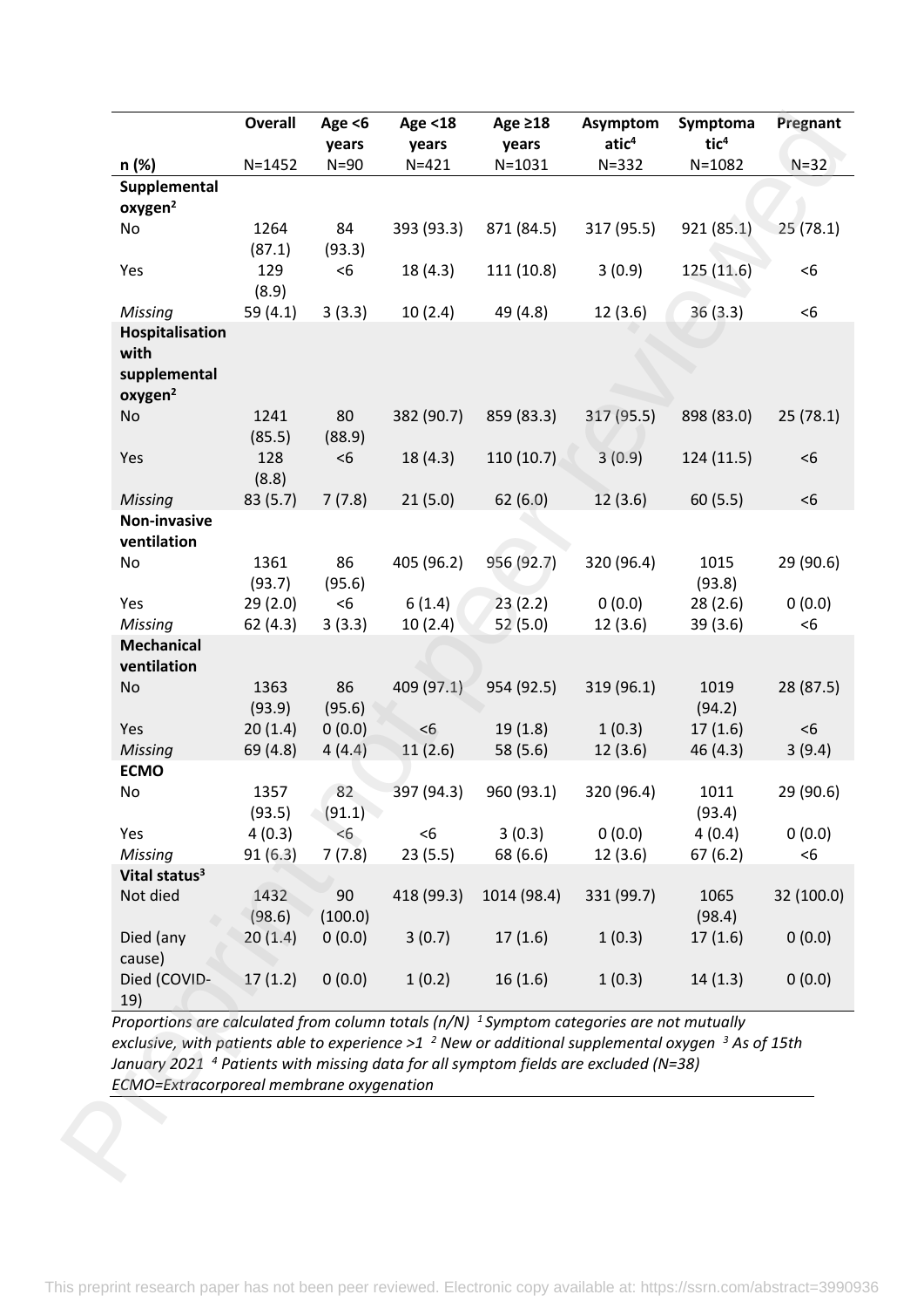| n (%) | Overall N=1452 | Age <6 years N=90 | Age <18 years N=421 | Age ≥18 years N=1031 | Asymptomatic[4] N=332 | Symptomatic[4] N=1082 | Pregnant N=32 |
|---|---|---|---|---|---|---|---|
| **Supplemental oxygen[2]** | | | | | | | |
| No | 1264 (87.1) | 84 (93.3) | 393 (93.3) | 871 (84.5) | 317 (95.5) | 921 (85.1) | 25 (78.1) |
| Yes | 129 (8.9) | <6 | 18 (4.3) | 111 (10.8) | 3 (0.9) | 125 (11.6) | <6 |
| *Missing* | 59 (4.1) | 3 (3.3) | 10 (2.4) | 49 (4.8) | 12 (3.6) | 36 (3.3) | <6 |
| **Hospitalisation with supplemental oxygen[2]** | | | | | | | |
| No | 1241 (85.5) | 80 (88.9) | 382 (90.7) | 859 (83.3) | 317 (95.5) | 898 (83.0) | 25 (78.1) |
| Yes | 128 (8.8) | <6 | 18 (4.3) | 110 (10.7) | 3 (0.9) | 124 (11.5) | <6 |
| *Missing* | 83 (5.7) | 7 (7.8) | 21 (5.0) | 62 (6.0) | 12 (3.6) | 60 (5.5) | <6 |
| **Non-invasive ventilation** | | | | | | | |
| No | 1361 (93.7) | 86 (95.6) | 405 (96.2) | 956 (92.7) | 320 (96.4) | 1015 (93.8) | 29 (90.6) |
| Yes | 29 (2.0) | <6 | 6 (1.4) | 23 (2.2) | 0 (0.0) | 28 (2.6) | 0 (0.0) |
| *Missing* | 62 (4.3) | 3 (3.3) | 10 (2.4) | 52 (5.0) | 12 (3.6) | 39 (3.6) | <6 |
| **Mechanical ventilation** | | | | | | | |
| No | 1363 (93.9) | 86 (95.6) | 409 (97.1) | 954 (92.5) | 319 (96.1) | 1019 (94.2) | 28 (87.5) |
| Yes | 20 (1.4) | 0 (0.0) | <6 | 19 (1.8) | 1 (0.3) | 17 (1.6) | <6 |
| *Missing* | 69 (4.8) | 4 (4.4) | 11 (2.6) | 58 (5.6) | 12 (3.6) | 46 (4.3) | 3 (9.4) |
| **ECMO** | | | | | | | |
| No | 1357 (93.5) | 82 (91.1) | 397 (94.3) | 960 (93.1) | 320 (96.4) | 1011 (93.4) | 29 (90.6) |
| Yes | 4 (0.3) | <6 | <6 | 3 (0.3) | 0 (0.0) | 4 (0.4) | 0 (0.0) |
| *Missing* | 91 (6.3) | 7 (7.8) | 23 (5.5) | 68 (6.6) | 12 (3.6) | 67 (6.2) | <6 |
| **Vital status[3]** | | | | | | | |
| Not died | 1432 (98.6) | 90 (100.0) | 418 (99.3) | 1014 (98.4) | 331 (99.7) | 1065 (98.4) | 32 (100.0) |
| Died (any cause) | 20 (1.4) | 0 (0.0) | 3 (0.7) | 17 (1.6) | 1 (0.3) | 17 (1.6) | 0 (0.0) |
| Died (COVID-19) | 17 (1.2) | 0 (0.0) | 1 (0.2) | 16 (1.6) | 1 (0.3) | 14 (1.3) | 0 (0.0) |

*Proportions are calculated from column totals (n/N) [1] Symptom categories are not mutually exclusive, with patients able to experience >1 [2] New or additional supplemental oxygen [3] As of 15th January 2021 [4] Patients with missing data for all symptom fields are excluded (N=38)*
*ECMO=Extracorporeal membrane oxygenation*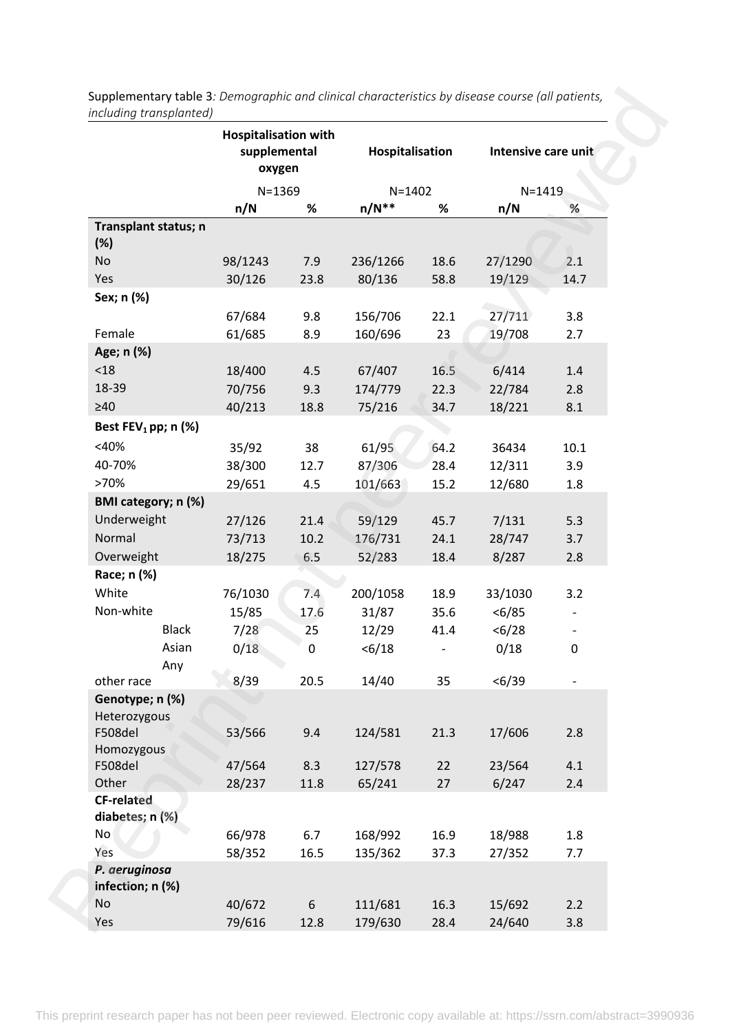Supplementary table 3*: Demographic and clinical characteristics by disease course (all patients, including transplanted)*

| | Hospitalisation with supplemental oxygen | | Hospitalisation | | Intensive care unit | |
|---|---|---|---|---|---|---|
| | N=1369 | | N=1402 | | N=1419 | |
| | n/N | % | n/N** | % | n/N | % |
| **Transplant status; n (%)** | | | | | | |
| No | 98/1243 | 7.9 | 236/1266 | 18.6 | 27/1290 | 2.1 |
| Yes | 30/126 | 23.8 | 80/136 | 58.8 | 19/129 | 14.7 |
| **Sex; n (%)** | | | | | | |
| | 67/684 | 9.8 | 156/706 | 22.1 | 27/711 | 3.8 |
| Female | 61/685 | 8.9 | 160/696 | 23 | 19/708 | 2.7 |
| **Age; n (%)** | | | | | | |
| <18 | 18/400 | 4.5 | 67/407 | 16.5 | 6/414 | 1.4 |
| 18-39 | 70/756 | 9.3 | 174/779 | 22.3 | 22/784 | 2.8 |
| ≥40 | 40/213 | 18.8 | 75/216 | 34.7 | 18/221 | 8.1 |
| **Best $FEV_1$ pp; n (%)** | | | | | | |
| <40% | 35/92 | 38 | 61/95 | 64.2 | 36434 | 10.1 |
| 40-70% | 38/300 | 12.7 | 87/306 | 28.4 | 12/311 | 3.9 |
| >70% | 29/651 | 4.5 | 101/663 | 15.2 | 12/680 | 1.8 |
| **BMI category; n (%)** | | | | | | |
| Underweight | 27/126 | 21.4 | 59/129 | 45.7 | 7/131 | 5.3 |
| Normal | 73/713 | 10.2 | 176/731 | 24.1 | 28/747 | 3.7 |
| Overweight | 18/275 | 6.5 | 52/283 | 18.4 | 8/287 | 2.8 |
| **Race; n (%)** | | | | | | |
| White | 76/1030 | 7.4 | 200/1058 | 18.9 | 33/1030 | 3.2 |
| Non-white | 15/85 | 17.6 | 31/87 | 35.6 | <6/85 | - |
| Black | 7/28 | 25 | 12/29 | 41.4 | <6/28 | - |
| Asian | 0/18 | 0 | <6/18 | - | 0/18 | 0 |
| Any other race | 8/39 | 20.5 | 14/40 | 35 | <6/39 | - |
| **Genotype; n (%)** | | | | | | |
| Heterozygous F508del | 53/566 | 9.4 | 124/581 | 21.3 | 17/606 | 2.8 |
| Homozygous F508del | 47/564 | 8.3 | 127/578 | 22 | 23/564 | 4.1 |
| Other | 28/237 | 11.8 | 65/241 | 27 | 6/247 | 2.4 |
| **CF-related diabetes; n (%)** | | | | | | |
| No | 66/978 | 6.7 | 168/992 | 16.9 | 18/988 | 1.8 |
| Yes | 58/352 | 16.5 | 135/362 | 37.3 | 27/352 | 7.7 |
| ***P. aeruginosa* infection; n (%)** | | | | | | |
| No | 40/672 | 6 | 111/681 | 16.3 | 15/692 | 2.2 |
| Yes | 79/616 | 12.8 | 179/630 | 28.4 | 24/640 | 3.8 |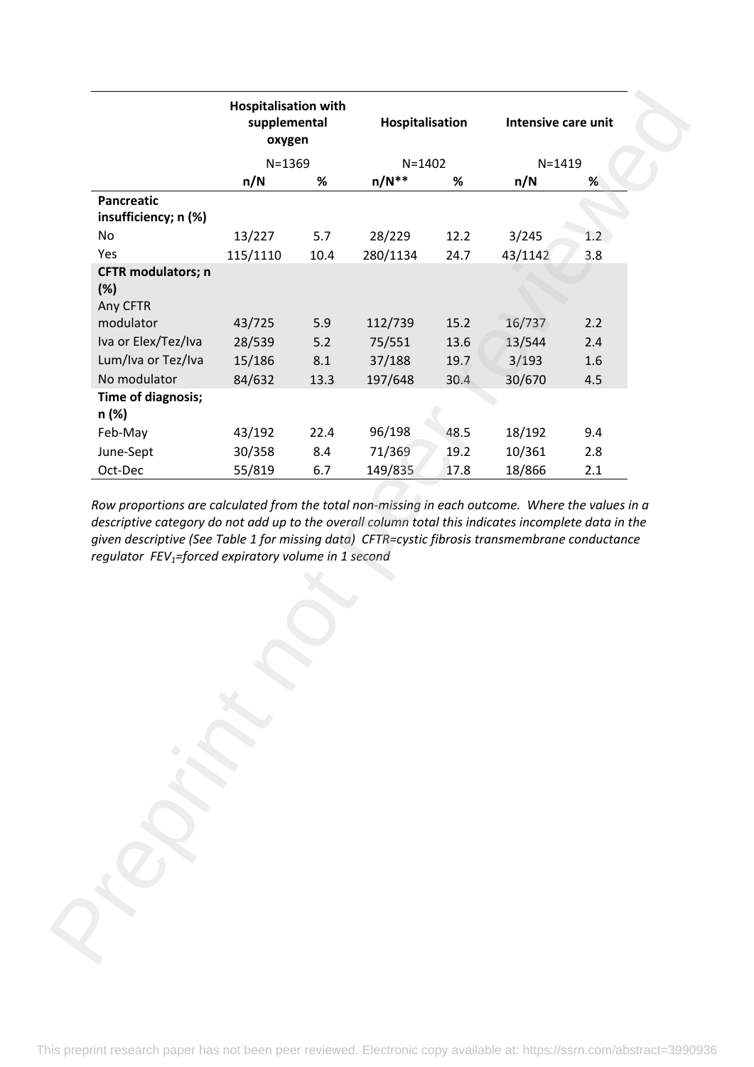| | Hospitalisation with supplemental oxygen | | Hospitalisation | | Intensive care unit | |
|---|---|---|---|---|---|---|
| | N=1369 | | N=1402 | | N=1419 | |
| | n/N | % | n/N** | % | n/N | % |
| **Pancreatic insufficiency; n (%)** | | | | | | |
| No | 13/227 | 5.7 | 28/229 | 12.2 | 3/245 | 1.2 |
| Yes | 115/1110 | 10.4 | 280/1134 | 24.7 | 43/1142 | 3.8 |
| **CFTR modulators; n (%)** | | | | | | |
| Any CFTR modulator | 43/725 | 5.9 | 112/739 | 15.2 | 16/737 | 2.2 |
| Iva or Elex/Tez/Iva | 28/539 | 5.2 | 75/551 | 13.6 | 13/544 | 2.4 |
| Lum/Iva or Tez/Iva | 15/186 | 8.1 | 37/188 | 19.7 | 3/193 | 1.6 |
| No modulator | 84/632 | 13.3 | 197/648 | 30.4 | 30/670 | 4.5 |
| **Time of diagnosis; n (%)** | | | | | | |
| Feb-May | 43/192 | 22.4 | 96/198 | 48.5 | 18/192 | 9.4 |
| June-Sept | 30/358 | 8.4 | 71/369 | 19.2 | 10/361 | 2.8 |
| Oct-Dec | 55/819 | 6.7 | 149/835 | 17.8 | 18/866 | 2.1 |

*Row proportions are calculated from the total non-missing in each outcome. Where the values in a descriptive category do not add up to the overall column total this indicates incomplete data in the given descriptive (See Table 1 for missing data) CFTR=cystic fibrosis transmembrane conductance regulator $FEV_1$=forced expiratory volume in 1 second*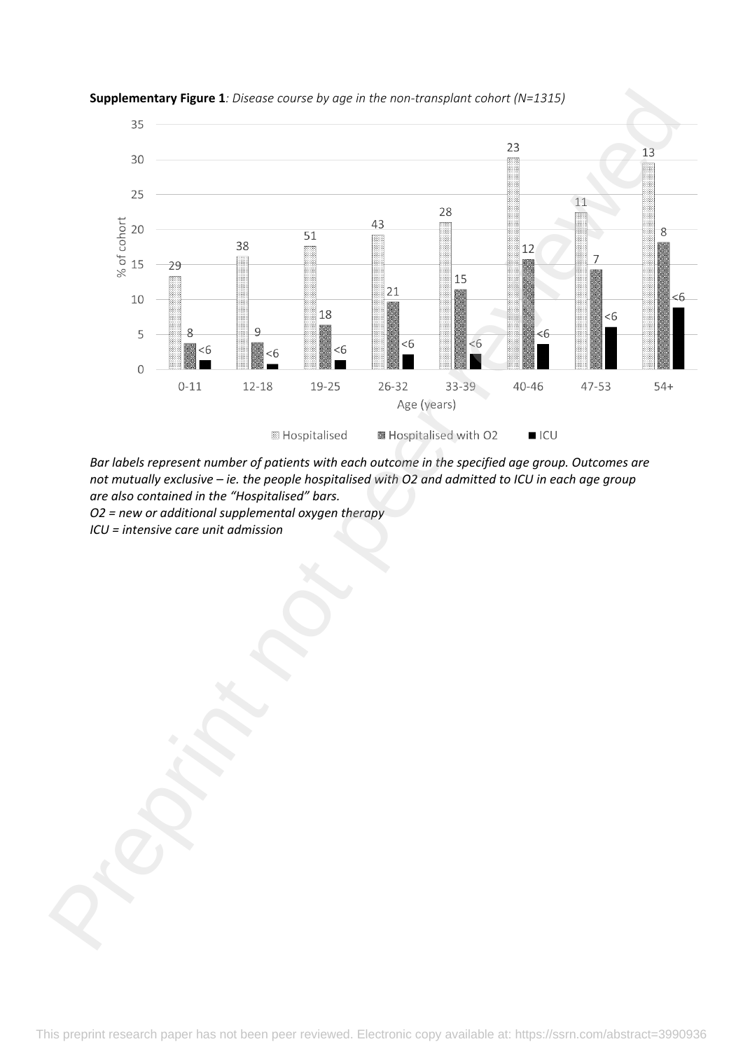**Supplementary Figure 1**: *Disease course by age in the non-transplant cohort (N=1315)*

*Bar labels represent number of patients with each outcome in the specified age group. Outcomes are not mutually exclusive – ie. the people hospitalised with O2 and admitted to ICU in each age group are also contained in the "Hospitalised" bars.*

*O2 = new or additional supplemental oxygen therapy*

*ICU = intensive care unit admission*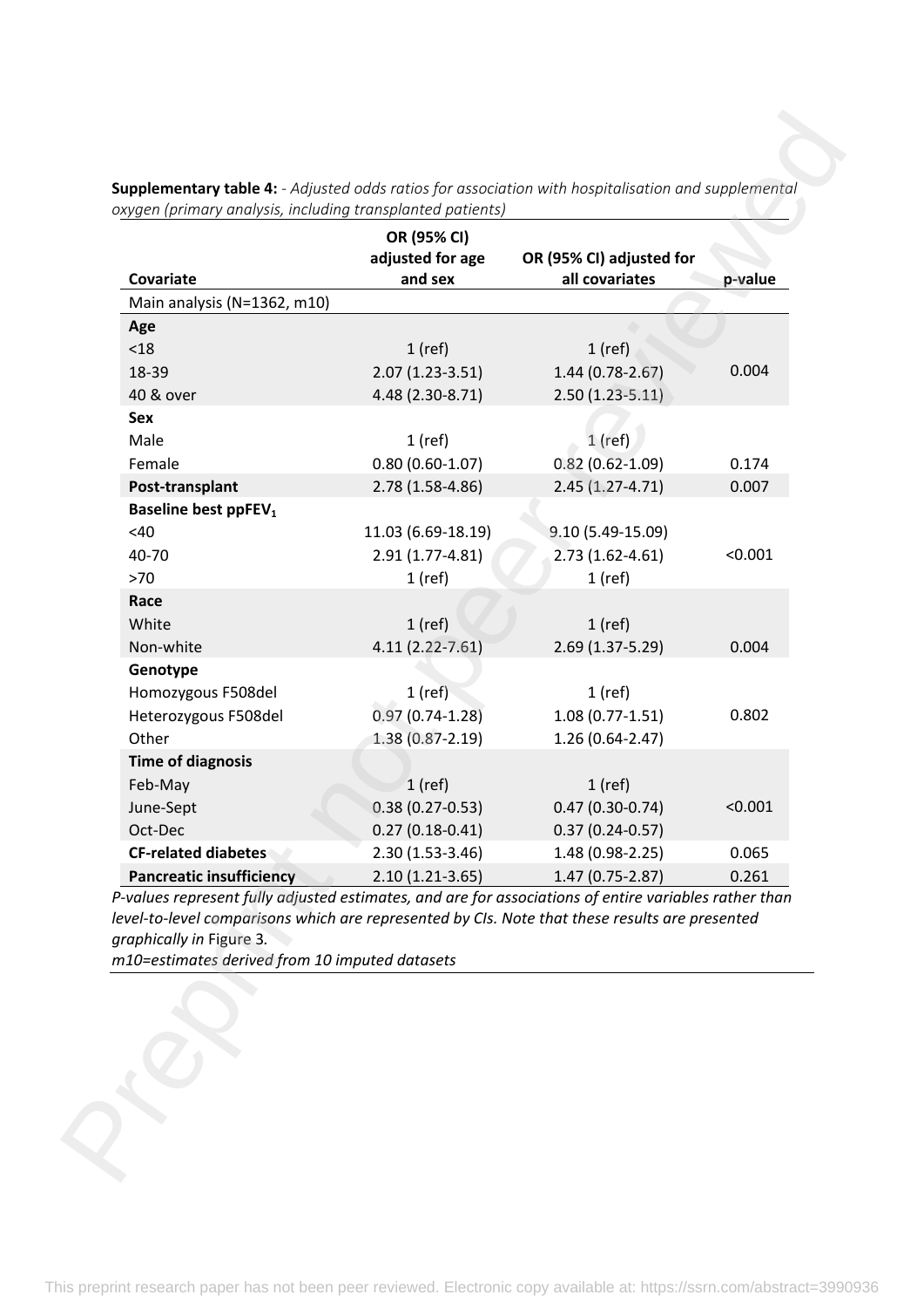**Supplementary table 4:** *- Adjusted odds ratios for association with hospitalisation and supplemental oxygen (primary analysis, including transplanted patients)*

| Covariate | OR (95% CI) adjusted for age and sex | OR (95% CI) adjusted for all covariates | p-value |
|---|---|---|---|
| Main analysis (N=1362, m10) | | | |
| **Age** | | | |
| <18 | 1 (ref) | 1 (ref) | 0.004 |
| 18-39 | 2.07 (1.23-3.51) | 1.44 (0.78-2.67) | |
| 40 & over | 4.48 (2.30-8.71) | 2.50 (1.23-5.11) | |
| **Sex** | | | |
| Male | 1 (ref) | 1 (ref) | |
| Female | 0.80 (0.60-1.07) | 0.82 (0.62-1.09) | 0.174 |
| **Post-transplant** | 2.78 (1.58-4.86) | 2.45 (1.27-4.71) | 0.007 |
| **Baseline best ppFEV$_1$** | | | |
| <40 | 11.03 (6.69-18.19) | 9.10 (5.49-15.09) | <0.001 |
| 40-70 | 2.91 (1.77-4.81) | 2.73 (1.62-4.61) | |
| >70 | 1 (ref) | 1 (ref) | |
| **Race** | | | |
| White | 1 (ref) | 1 (ref) | |
| Non-white | 4.11 (2.22-7.61) | 2.69 (1.37-5.29) | 0.004 |
| **Genotype** | | | |
| Homozygous F508del | 1 (ref) | 1 (ref) | 0.802 |
| Heterozygous F508del | 0.97 (0.74-1.28) | 1.08 (0.77-1.51) | |
| Other | 1.38 (0.87-2.19) | 1.26 (0.64-2.47) | |
| **Time of diagnosis** | | | |
| Feb-May | 1 (ref) | 1 (ref) | <0.001 |
| June-Sept | 0.38 (0.27-0.53) | 0.47 (0.30-0.74) | |
| Oct-Dec | 0.27 (0.18-0.41) | 0.37 (0.24-0.57) | |
| **CF-related diabetes** | 2.30 (1.53-3.46) | 1.48 (0.98-2.25) | 0.065 |
| **Pancreatic insufficiency** | 2.10 (1.21-3.65) | 1.47 (0.75-2.87) | 0.261 |

*P-values represent fully adjusted estimates, and are for associations of entire variables rather than level-to-level comparisons which are represented by CIs. Note that these results are presented graphically in* Figure 3*.*

*m10=estimates derived from 10 imputed datasets*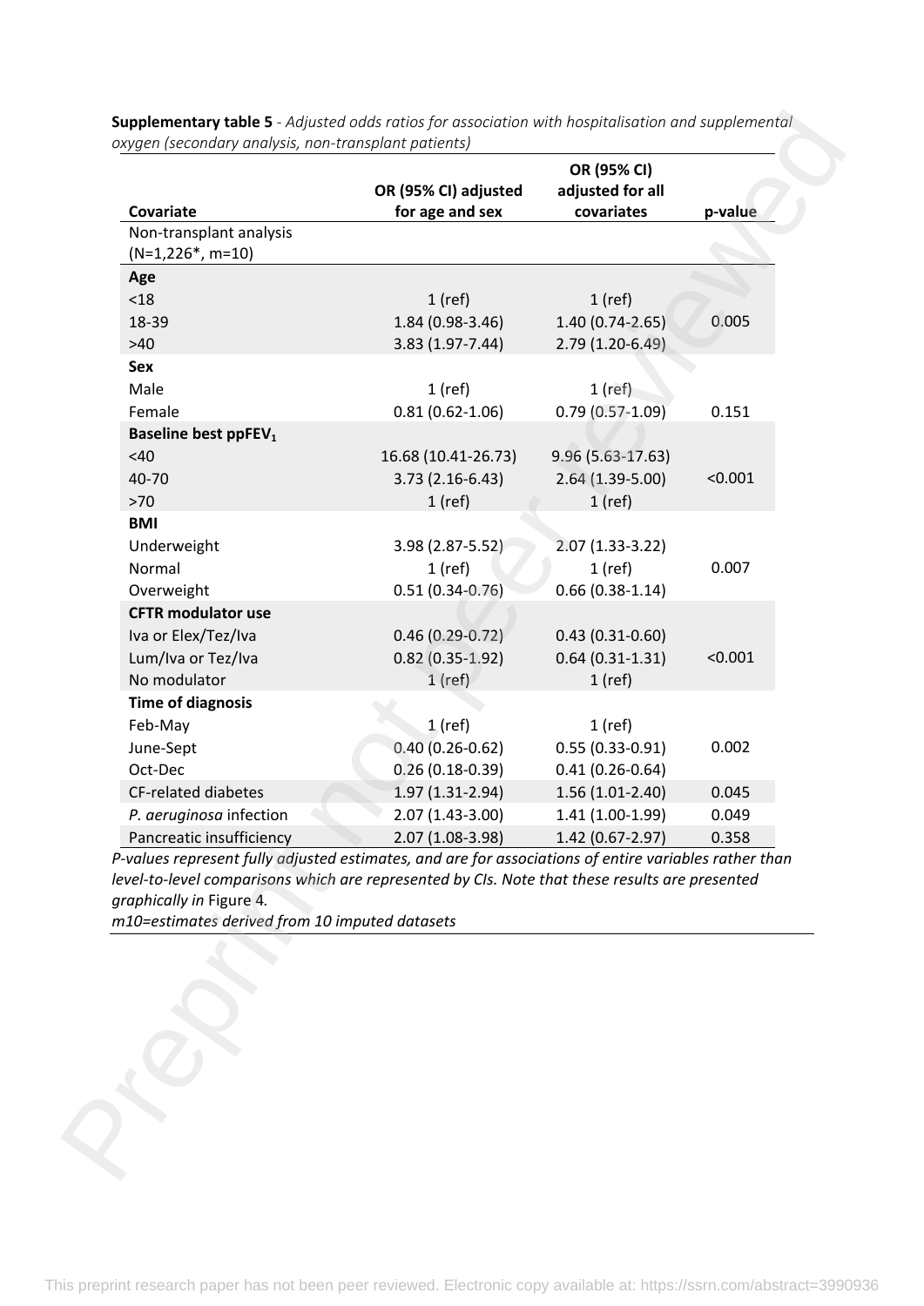**Supplementary table 5** - *Adjusted odds ratios for association with hospitalisation and supplemental oxygen (secondary analysis, non-transplant patients)*

| Covariate | OR (95% CI) adjusted for age and sex | OR (95% CI) adjusted for all covariates | p-value |
|---|---|---|---|
| Non-transplant analysis (N=1,226*, m=10) | | | |
| **Age** | | | |
| <18 | 1 (ref) | 1 (ref) | |
| 18-39 | 1.84 (0.98-3.46) | 1.40 (0.74-2.65) | 0.005 |
| >40 | 3.83 (1.97-7.44) | 2.79 (1.20-6.49) | |
| **Sex** | | | |
| Male | 1 (ref) | 1 (ref) | |
| Female | 0.81 (0.62-1.06) | 0.79 (0.57-1.09) | 0.151 |
| **Baseline best ppFEV$_1$** | | | |
| <40 | 16.68 (10.41-26.73) | 9.96 (5.63-17.63) | |
| 40-70 | 3.73 (2.16-6.43) | 2.64 (1.39-5.00) | <0.001 |
| >70 | 1 (ref) | 1 (ref) | |
| **BMI** | | | |
| Underweight | 3.98 (2.87-5.52) | 2.07 (1.33-3.22) | |
| Normal | 1 (ref) | 1 (ref) | 0.007 |
| Overweight | 0.51 (0.34-0.76) | 0.66 (0.38-1.14) | |
| **CFTR modulator use** | | | |
| Iva or Elex/Tez/Iva | 0.46 (0.29-0.72) | 0.43 (0.31-0.60) | |
| Lum/Iva or Tez/Iva | 0.82 (0.35-1.92) | 0.64 (0.31-1.31) | <0.001 |
| No modulator | 1 (ref) | 1 (ref) | |
| **Time of diagnosis** | | | |
| Feb-May | 1 (ref) | 1 (ref) | |
| June-Sept | 0.40 (0.26-0.62) | 0.55 (0.33-0.91) | 0.002 |
| Oct-Dec | 0.26 (0.18-0.39) | 0.41 (0.26-0.64) | |
| CF-related diabetes | 1.97 (1.31-2.94) | 1.56 (1.01-2.40) | 0.045 |
| *P. aeruginosa* infection | 2.07 (1.43-3.00) | 1.41 (1.00-1.99) | 0.049 |
| Pancreatic insufficiency | 2.07 (1.08-3.98) | 1.42 (0.67-2.97) | 0.358 |

*P-values represent fully adjusted estimates, and are for associations of entire variables rather than level-to-level comparisons which are represented by CIs. Note that these results are presented graphically in* Figure 4*.*

*m10=estimates derived from 10 imputed datasets*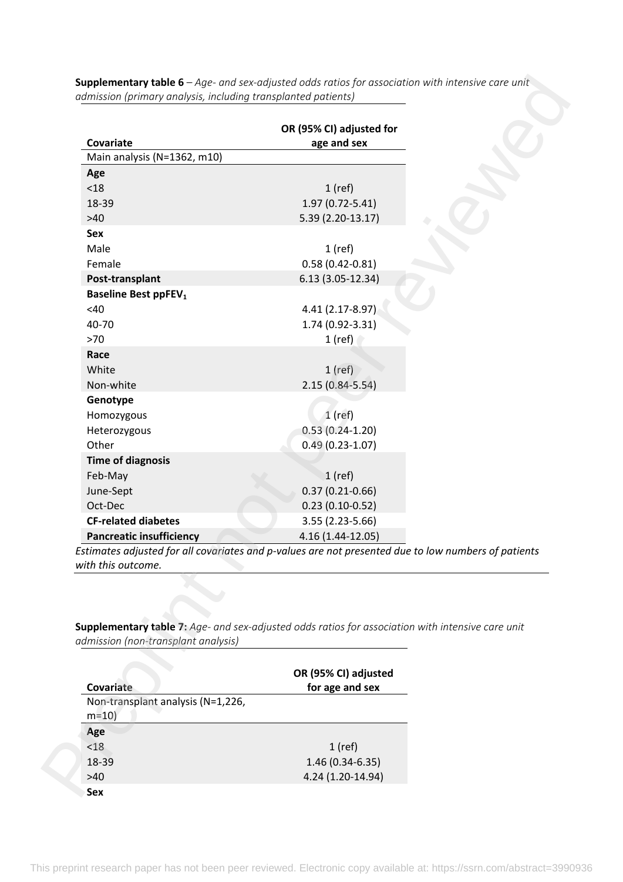**Supplementary table 6** – *Age- and sex-adjusted odds ratios for association with intensive care unit admission (primary analysis, including transplanted patients)*

| Covariate | OR (95% CI) adjusted for age and sex |
|---|---|
| Main analysis (N=1362, m10) | |
| **Age** | |
| <18 | 1 (ref) |
| 18-39 | 1.97 (0.72-5.41) |
| >40 | 5.39 (2.20-13.17) |
| **Sex** | |
| Male | 1 (ref) |
| Female | 0.58 (0.42-0.81) |
| **Post-transplant** | 6.13 (3.05-12.34) |
| **Baseline Best ppFEV$_1$** | |
| <40 | 4.41 (2.17-8.97) |
| 40-70 | 1.74 (0.92-3.31) |
| >70 | 1 (ref) |
| **Race** | |
| White | 1 (ref) |
| Non-white | 2.15 (0.84-5.54) |
| **Genotype** | |
| Homozygous | 1 (ref) |
| Heterozygous | 0.53 (0.24-1.20) |
| Other | 0.49 (0.23-1.07) |
| **Time of diagnosis** | |
| Feb-May | 1 (ref) |
| June-Sept | 0.37 (0.21-0.66) |
| Oct-Dec | 0.23 (0.10-0.52) |
| **CF-related diabetes** | 3.55 (2.23-5.66) |
| **Pancreatic insufficiency** | 4.16 (1.44-12.05) |

*Estimates adjusted for all covariates and p-values are not presented due to low numbers of patients with this outcome.*

**Supplementary table 7:** *Age- and sex-adjusted odds ratios for association with intensive care unit admission (non-transplant analysis)*

| Covariate | OR (95% CI) adjusted for age and sex |
|---|---|
| Non-transplant analysis (N=1,226, m=10) | |
| **Age** | |
| <18 | 1 (ref) |
| 18-39 | 1.46 (0.34-6.35) |
| >40 | 4.24 (1.20-14.94) |
| **Sex** | |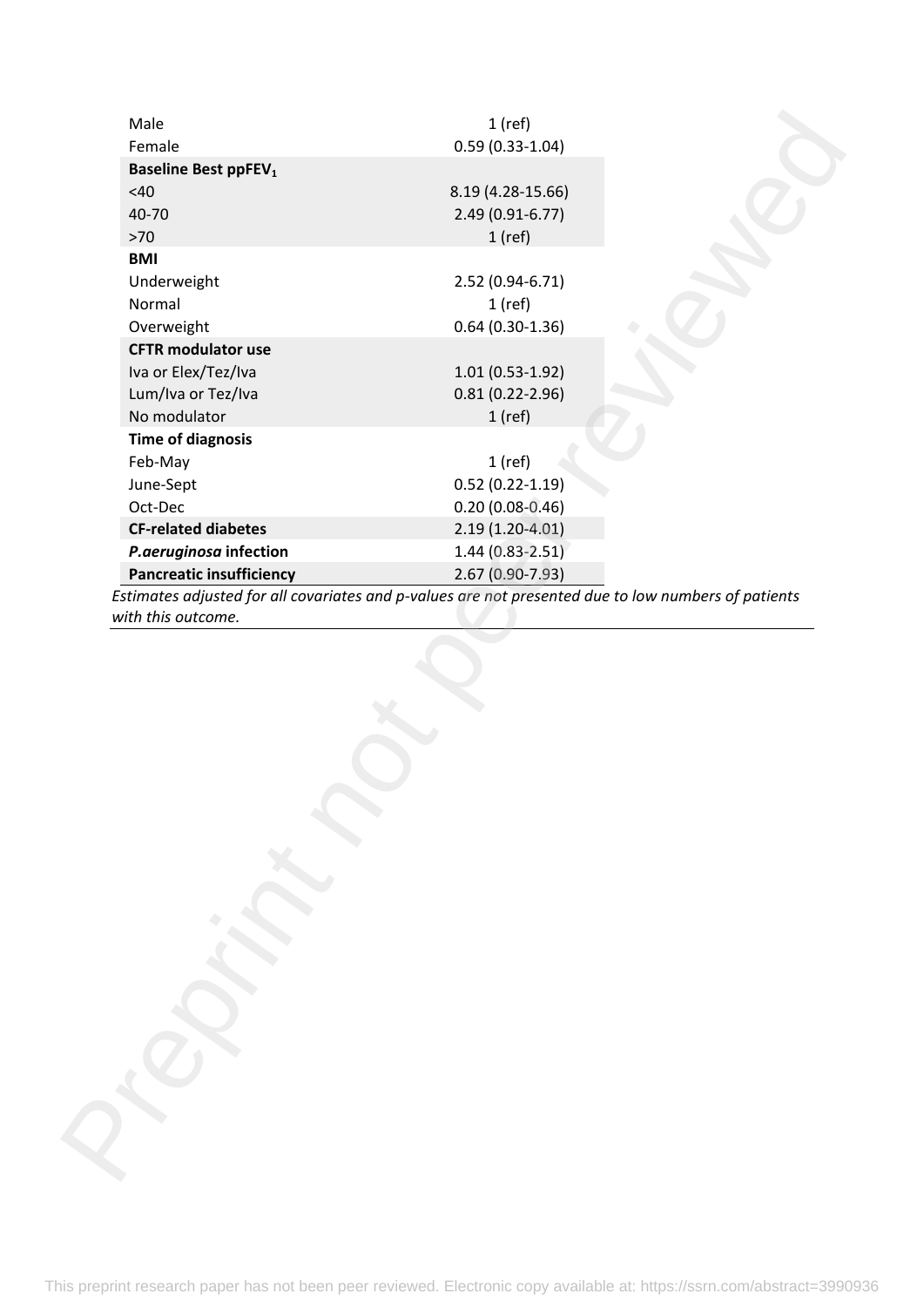| | |
|---|---|
| Male | 1 (ref) |
| Female | 0.59 (0.33-1.04) |
| **Baseline Best ppFEV$_1$** | |
| <40 | 8.19 (4.28-15.66) |
| 40-70 | 2.49 (0.91-6.77) |
| >70 | 1 (ref) |
| **BMI** | |
| Underweight | 2.52 (0.94-6.71) |
| Normal | 1 (ref) |
| Overweight | 0.64 (0.30-1.36) |
| **CFTR modulator use** | |
| Iva or Elex/Tez/Iva | 1.01 (0.53-1.92) |
| Lum/Iva or Tez/Iva | 0.81 (0.22-2.96) |
| No modulator | 1 (ref) |
| **Time of diagnosis** | |
| Feb-May | 1 (ref) |
| June-Sept | 0.52 (0.22-1.19) |
| Oct-Dec | 0.20 (0.08-0.46) |
| **CF-related diabetes** | 2.19 (1.20-4.01) |
| ***P.aeruginosa* infection** | 1.44 (0.83-2.51) |
| **Pancreatic insufficiency** | 2.67 (0.90-7.93) |

*Estimates adjusted for all covariates and p-values are not presented due to low numbers of patients with this outcome.*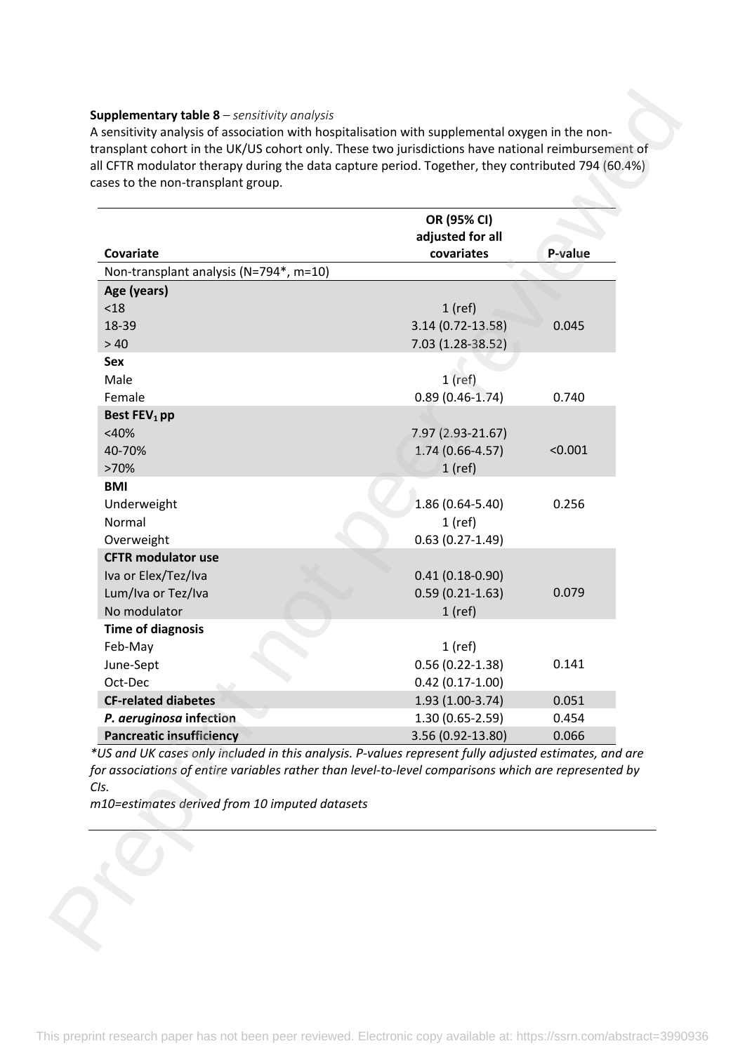**Supplementary table 8** – *sensitivity analysis*

A sensitivity analysis of association with hospitalisation with supplemental oxygen in the non-transplant cohort in the UK/US cohort only. These two jurisdictions have national reimbursement of all CFTR modulator therapy during the data capture period. Together, they contributed 794 (60.4%) cases to the non-transplant group.

| Covariate | OR (95% CI) adjusted for all covariates | P-value |
|---|---|---|
| Non-transplant analysis (N=794*, m=10) | | |
| **Age (years)** | | |
| <18 | 1 (ref) | |
| 18-39 | 3.14 (0.72-13.58) | 0.045 |
| > 40 | 7.03 (1.28-38.52) | |
| **Sex** | | |
| Male | 1 (ref) | |
| Female | 0.89 (0.46-1.74) | 0.740 |
| **Best $FEV_1$ pp** | | |
| <40% | 7.97 (2.93-21.67) | |
| 40-70% | 1.74 (0.66-4.57) | <0.001 |
| >70% | 1 (ref) | |
| **BMI** | | |
| Underweight | 1.86 (0.64-5.40) | 0.256 |
| Normal | 1 (ref) | |
| Overweight | 0.63 (0.27-1.49) | |
| **CFTR modulator use** | | |
| Iva or Elex/Tez/Iva | 0.41 (0.18-0.90) | |
| Lum/Iva or Tez/Iva | 0.59 (0.21-1.63) | 0.079 |
| No modulator | 1 (ref) | |
| **Time of diagnosis** | | |
| Feb-May | 1 (ref) | |
| June-Sept | 0.56 (0.22-1.38) | 0.141 |
| Oct-Dec | 0.42 (0.17-1.00) | |
| **CF-related diabetes** | 1.93 (1.00-3.74) | 0.051 |
| ***P. aeruginosa* infection** | 1.30 (0.65-2.59) | 0.454 |
| **Pancreatic insufficiency** | 3.56 (0.92-13.80) | 0.066 |

*\*US and UK cases only included in this analysis. P-values represent fully adjusted estimates, and are for associations of entire variables rather than level-to-level comparisons which are represented by CIs.*

*m10=estimates derived from 10 imputed datasets*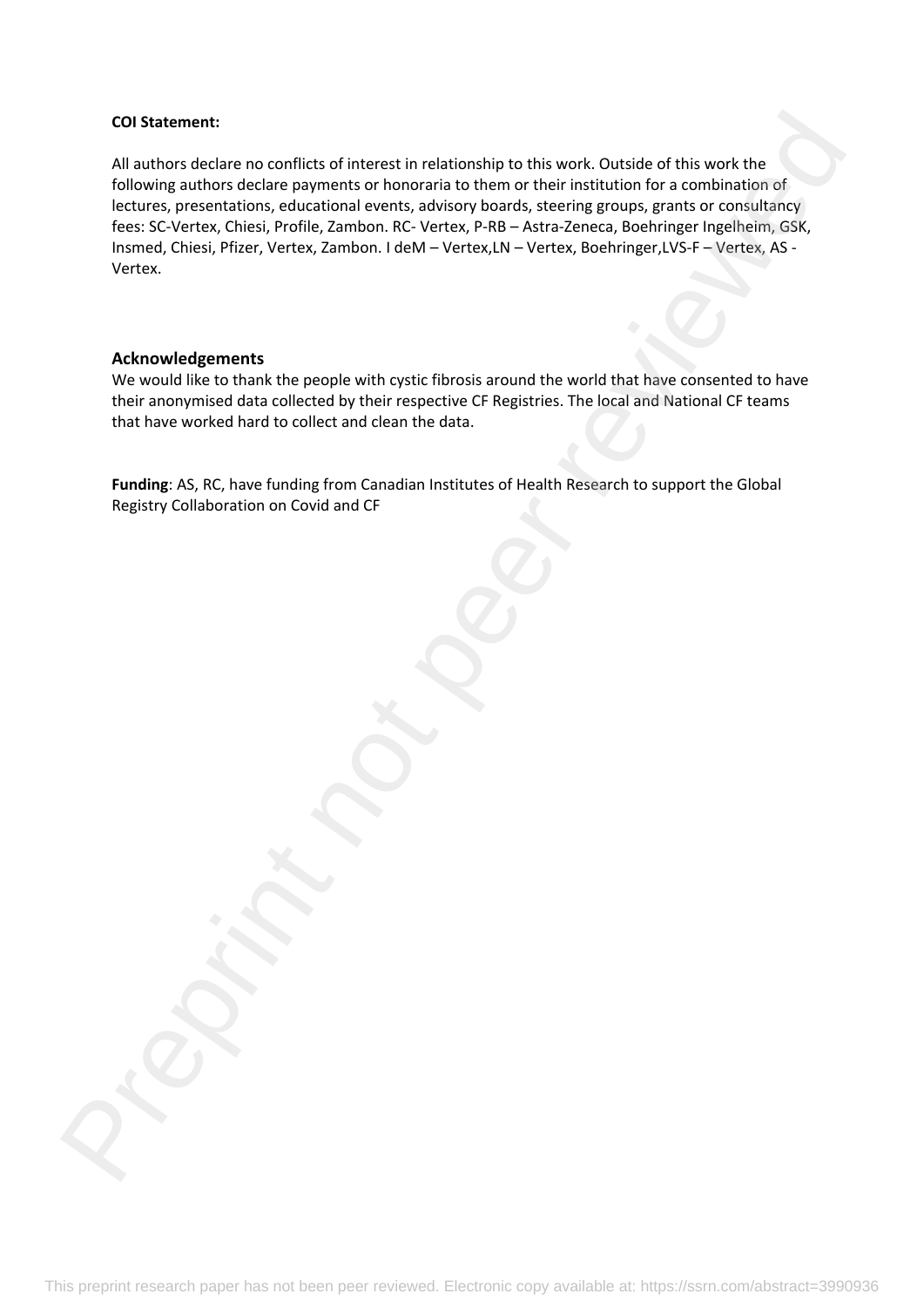**COI Statement:**

All authors declare no conflicts of interest in relationship to this work. Outside of this work the following authors declare payments or honoraria to them or their institution for a combination of lectures, presentations, educational events, advisory boards, steering groups, grants or consultancy fees: SC-Vertex, Chiesi, Profile, Zambon. RC- Vertex, P-RB – Astra-Zeneca, Boehringer Ingelheim, GSK, Insmed, Chiesi, Pfizer, Vertex, Zambon. I deM – Vertex,LN – Vertex, Boehringer,LVS-F – Vertex, AS - Vertex.

## Acknowledgements

We would like to thank the people with cystic fibrosis around the world that have consented to have their anonymised data collected by their respective CF Registries. The local and National CF teams that have worked hard to collect and clean the data.

**Funding**: AS, RC, have funding from Canadian Institutes of Health Research to support the Global Registry Collaboration on Covid and CF